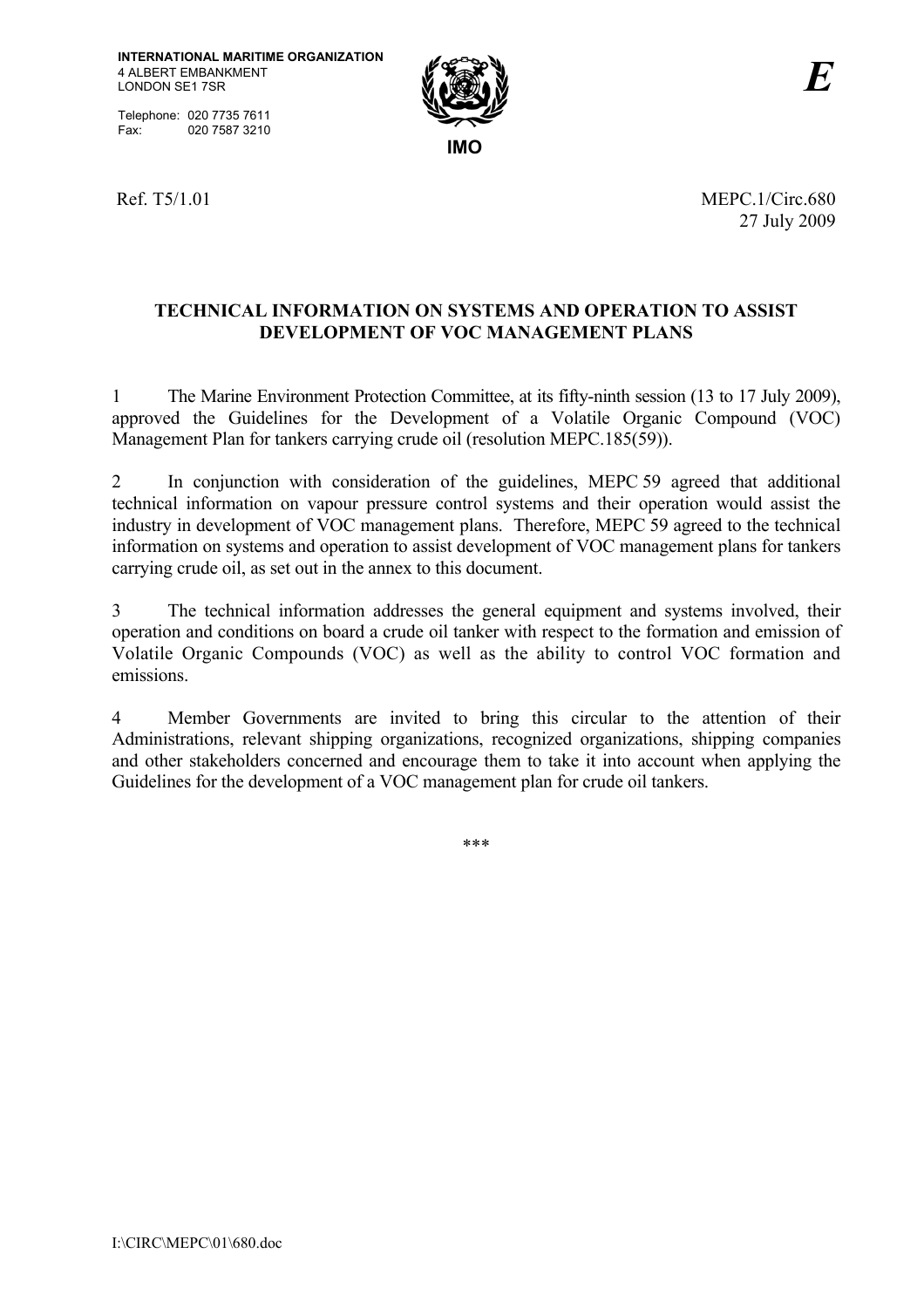**INTERNATIONAL MARITIME ORGANIZATION**
4 ALBERT EMBANKMENT
LONDON SE1 7SR

Telephone: 020 7735 7611
Fax: 020 7587 3210

IMO

*E*

Ref. T5/1.01

MEPC.1/Circ.680
27 July 2009

## TECHNICAL INFORMATION ON SYSTEMS AND OPERATION TO ASSIST DEVELOPMENT OF VOC MANAGEMENT PLANS

1 The Marine Environment Protection Committee, at its fifty-ninth session (13 to 17 July 2009), approved the Guidelines for the Development of a Volatile Organic Compound (VOC) Management Plan for tankers carrying crude oil (resolution MEPC.185(59)).

2 In conjunction with consideration of the guidelines, MEPC 59 agreed that additional technical information on vapour pressure control systems and their operation would assist the industry in development of VOC management plans. Therefore, MEPC 59 agreed to the technical information on systems and operation to assist development of VOC management plans for tankers carrying crude oil, as set out in the annex to this document.

3 The technical information addresses the general equipment and systems involved, their operation and conditions on board a crude oil tanker with respect to the formation and emission of Volatile Organic Compounds (VOC) as well as the ability to control VOC formation and emissions.

4 Member Governments are invited to bring this circular to the attention of their Administrations, relevant shipping organizations, recognized organizations, shipping companies and other stakeholders concerned and encourage them to take it into account when applying the Guidelines for the development of a VOC management plan for crude oil tankers.

\*\*\*

I:\CIRC\MEPC\01\680.doc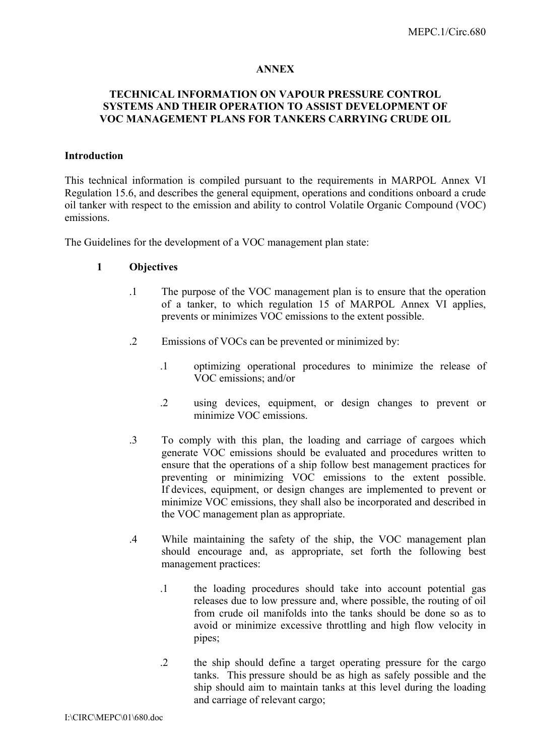## ANNEX

## TECHNICAL INFORMATION ON VAPOUR PRESSURE CONTROL SYSTEMS AND THEIR OPERATION TO ASSIST DEVELOPMENT OF VOC MANAGEMENT PLANS FOR TANKERS CARRYING CRUDE OIL

### Introduction

This technical information is compiled pursuant to the requirements in MARPOL Annex VI Regulation 15.6, and describes the general equipment, operations and conditions onboard a crude oil tanker with respect to the emission and ability to control Volatile Organic Compound (VOC) emissions.

The Guidelines for the development of a VOC management plan state:

**1 Objectives**

.1 The purpose of the VOC management plan is to ensure that the operation of a tanker, to which regulation 15 of MARPOL Annex VI applies, prevents or minimizes VOC emissions to the extent possible.

.2 Emissions of VOCs can be prevented or minimized by:

.1 optimizing operational procedures to minimize the release of VOC emissions; and/or

.2 using devices, equipment, or design changes to prevent or minimize VOC emissions.

.3 To comply with this plan, the loading and carriage of cargoes which generate VOC emissions should be evaluated and procedures written to ensure that the operations of a ship follow best management practices for preventing or minimizing VOC emissions to the extent possible. If devices, equipment, or design changes are implemented to prevent or minimize VOC emissions, they shall also be incorporated and described in the VOC management plan as appropriate.

.4 While maintaining the safety of the ship, the VOC management plan should encourage and, as appropriate, set forth the following best management practices:

.1 the loading procedures should take into account potential gas releases due to low pressure and, where possible, the routing of oil from crude oil manifolds into the tanks should be done so as to avoid or minimize excessive throttling and high flow velocity in pipes;

.2 the ship should define a target operating pressure for the cargo tanks. This pressure should be as high as safely possible and the ship should aim to maintain tanks at this level during the loading and carriage of relevant cargo;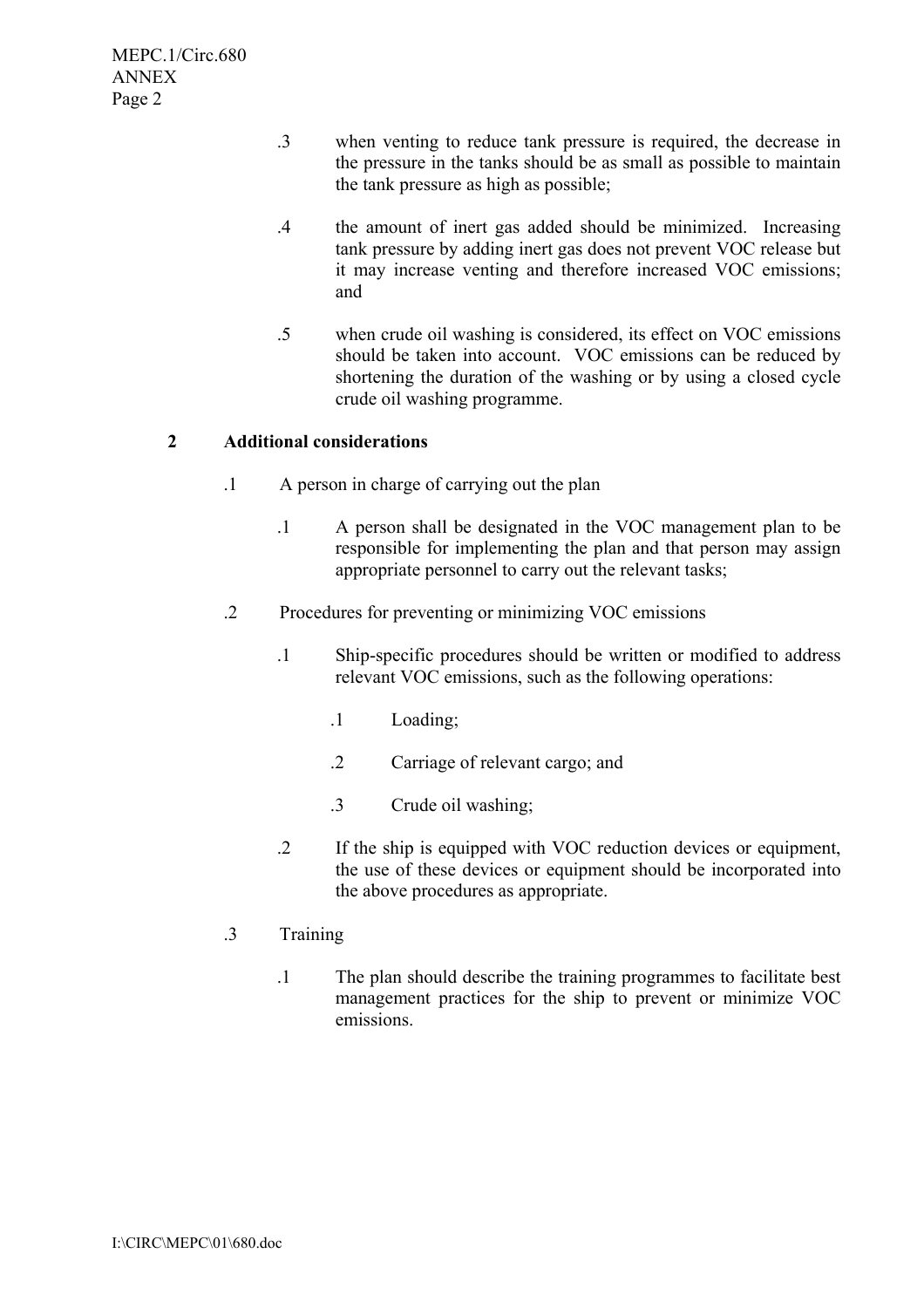.3 when venting to reduce tank pressure is required, the decrease in the pressure in the tanks should be as small as possible to maintain the tank pressure as high as possible;

.4 the amount of inert gas added should be minimized. Increasing tank pressure by adding inert gas does not prevent VOC release but it may increase venting and therefore increased VOC emissions; and

.5 when crude oil washing is considered, its effect on VOC emissions should be taken into account. VOC emissions can be reduced by shortening the duration of the washing or by using a closed cycle crude oil washing programme.

## 2 Additional considerations

.1 A person in charge of carrying out the plan

.1 A person shall be designated in the VOC management plan to be responsible for implementing the plan and that person may assign appropriate personnel to carry out the relevant tasks;

.2 Procedures for preventing or minimizing VOC emissions

.1 Ship-specific procedures should be written or modified to address relevant VOC emissions, such as the following operations:

.1 Loading;

.2 Carriage of relevant cargo; and

.3 Crude oil washing;

.2 If the ship is equipped with VOC reduction devices or equipment, the use of these devices or equipment should be incorporated into the above procedures as appropriate.

.3 Training

.1 The plan should describe the training programmes to facilitate best management practices for the ship to prevent or minimize VOC emissions.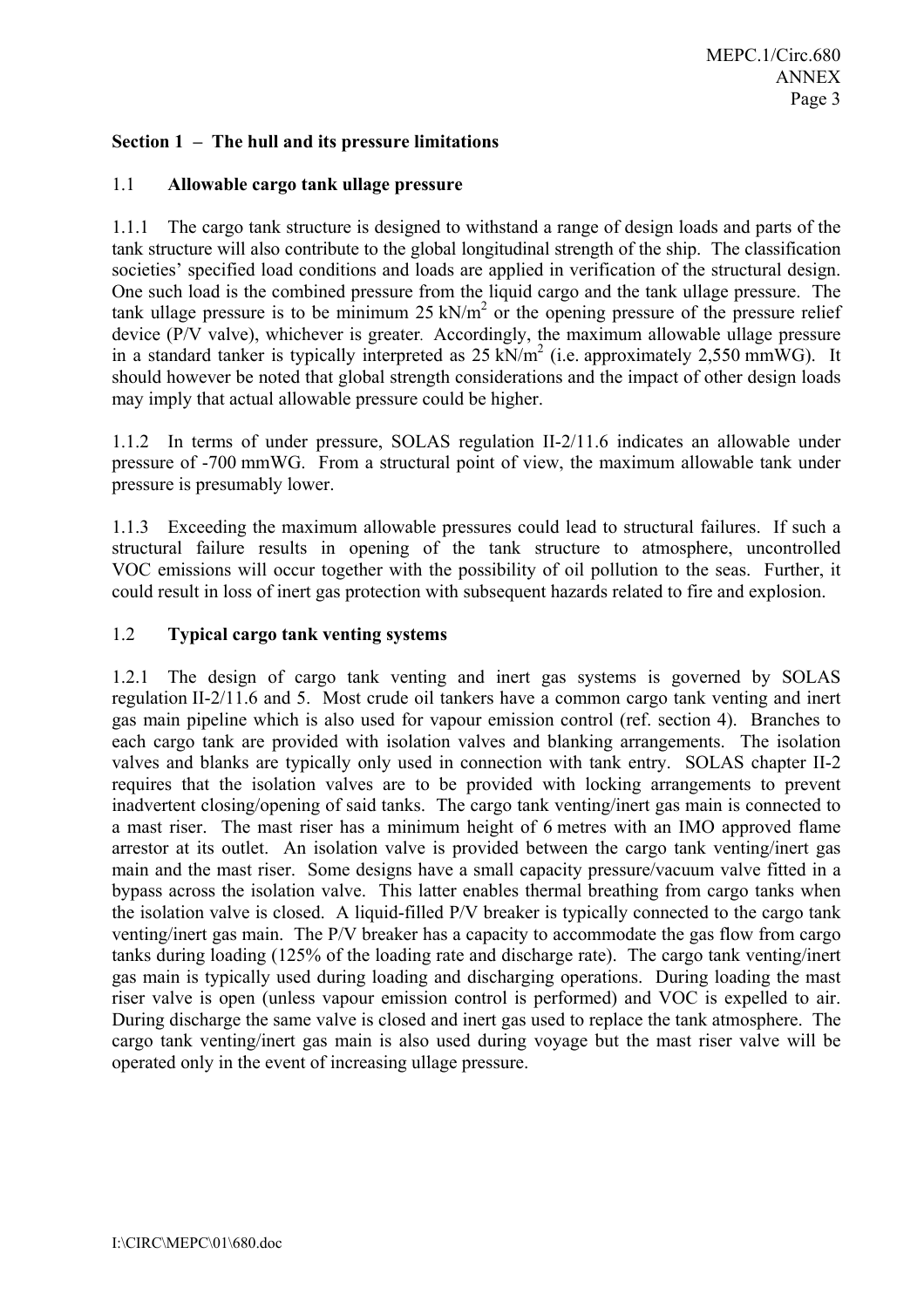### Section 1 – The hull and its pressure limitations

### 1.1 Allowable cargo tank ullage pressure

1.1.1 The cargo tank structure is designed to withstand a range of design loads and parts of the tank structure will also contribute to the global longitudinal strength of the ship. The classification societies' specified load conditions and loads are applied in verification of the structural design. One such load is the combined pressure from the liquid cargo and the tank ullage pressure. The tank ullage pressure is to be minimum 25 $kN/m^2$ or the opening pressure of the pressure relief device (P/V valve), whichever is greater. Accordingly, the maximum allowable ullage pressure in a standard tanker is typically interpreted as 25 $kN/m^2$ (i.e. approximately 2,550 mmWG). It should however be noted that global strength considerations and the impact of other design loads may imply that actual allowable pressure could be higher.

1.1.2 In terms of under pressure, SOLAS regulation II-2/11.6 indicates an allowable under pressure of -700 mmWG. From a structural point of view, the maximum allowable tank under pressure is presumably lower.

1.1.3 Exceeding the maximum allowable pressures could lead to structural failures. If such a structural failure results in opening of the tank structure to atmosphere, uncontrolled VOC emissions will occur together with the possibility of oil pollution to the seas. Further, it could result in loss of inert gas protection with subsequent hazards related to fire and explosion.

### 1.2 Typical cargo tank venting systems

1.2.1 The design of cargo tank venting and inert gas systems is governed by SOLAS regulation II-2/11.6 and 5. Most crude oil tankers have a common cargo tank venting and inert gas main pipeline which is also used for vapour emission control (ref. section 4). Branches to each cargo tank are provided with isolation valves and blanking arrangements. The isolation valves and blanks are typically only used in connection with tank entry. SOLAS chapter II-2 requires that the isolation valves are to be provided with locking arrangements to prevent inadvertent closing/opening of said tanks. The cargo tank venting/inert gas main is connected to a mast riser. The mast riser has a minimum height of 6 metres with an IMO approved flame arrestor at its outlet. An isolation valve is provided between the cargo tank venting/inert gas main and the mast riser. Some designs have a small capacity pressure/vacuum valve fitted in a bypass across the isolation valve. This latter enables thermal breathing from cargo tanks when the isolation valve is closed. A liquid-filled P/V breaker is typically connected to the cargo tank venting/inert gas main. The P/V breaker has a capacity to accommodate the gas flow from cargo tanks during loading (125% of the loading rate and discharge rate). The cargo tank venting/inert gas main is typically used during loading and discharging operations. During loading the mast riser valve is open (unless vapour emission control is performed) and VOC is expelled to air. During discharge the same valve is closed and inert gas used to replace the tank atmosphere. The cargo tank venting/inert gas main is also used during voyage but the mast riser valve will be operated only in the event of increasing ullage pressure.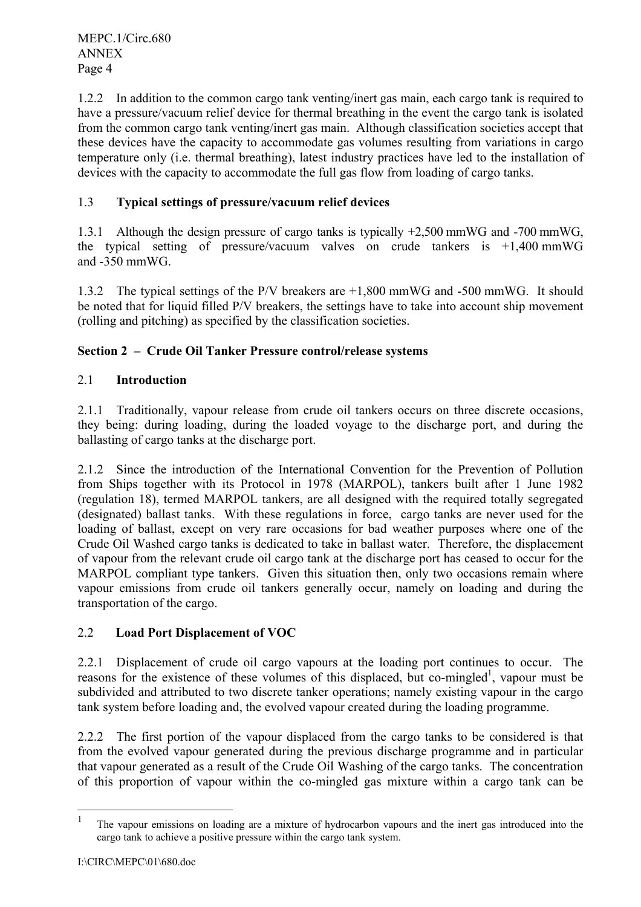1.2.2 In addition to the common cargo tank venting/inert gas main, each cargo tank is required to have a pressure/vacuum relief device for thermal breathing in the event the cargo tank is isolated from the common cargo tank venting/inert gas main. Although classification societies accept that these devices have the capacity to accommodate gas volumes resulting from variations in cargo temperature only (i.e. thermal breathing), latest industry practices have led to the installation of devices with the capacity to accommodate the full gas flow from loading of cargo tanks.

### 1.3 Typical settings of pressure/vacuum relief devices

1.3.1 Although the design pressure of cargo tanks is typically +2,500 mmWG and -700 mmWG, the typical setting of pressure/vacuum valves on crude tankers is +1,400 mmWG and -350 mmWG.

1.3.2 The typical settings of the P/V breakers are +1,800 mmWG and -500 mmWG. It should be noted that for liquid filled P/V breakers, the settings have to take into account ship movement (rolling and pitching) as specified by the classification societies.

## Section 2 – Crude Oil Tanker Pressure control/release systems

### 2.1 Introduction

2.1.1 Traditionally, vapour release from crude oil tankers occurs on three discrete occasions, they being: during loading, during the loaded voyage to the discharge port, and during the ballasting of cargo tanks at the discharge port.

2.1.2 Since the introduction of the International Convention for the Prevention of Pollution from Ships together with its Protocol in 1978 (MARPOL), tankers built after 1 June 1982 (regulation 18), termed MARPOL tankers, are all designed with the required totally segregated (designated) ballast tanks. With these regulations in force, cargo tanks are never used for the loading of ballast, except on very rare occasions for bad weather purposes where one of the Crude Oil Washed cargo tanks is dedicated to take in ballast water. Therefore, the displacement of vapour from the relevant crude oil cargo tank at the discharge port has ceased to occur for the MARPOL compliant type tankers. Given this situation then, only two occasions remain where vapour emissions from crude oil tankers generally occur, namely on loading and during the transportation of the cargo.

### 2.2 Load Port Displacement of VOC

2.2.1 Displacement of crude oil cargo vapours at the loading port continues to occur. The reasons for the existence of these volumes of this displaced, but co-mingled[1], vapour must be subdivided and attributed to two discrete tanker operations; namely existing vapour in the cargo tank system before loading and, the evolved vapour created during the loading programme.

2.2.2 The first portion of the vapour displaced from the cargo tanks to be considered is that from the evolved vapour generated during the previous discharge programme and in particular that vapour generated as a result of the Crude Oil Washing of the cargo tanks. The concentration of this proportion of vapour within the co-mingled gas mixture within a cargo tank can be

---

[1] The vapour emissions on loading are a mixture of hydrocarbon vapours and the inert gas introduced into the cargo tank to achieve a positive pressure within the cargo tank system.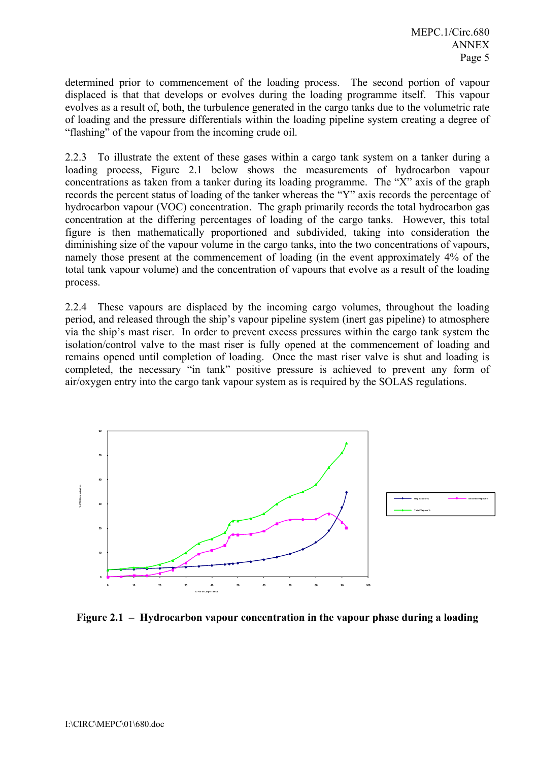determined prior to commencement of the loading process. The second portion of vapour displaced is that that develops or evolves during the loading programme itself. This vapour evolves as a result of, both, the turbulence generated in the cargo tanks due to the volumetric rate of loading and the pressure differentials within the loading pipeline system creating a degree of "flashing" of the vapour from the incoming crude oil.

2.2.3 To illustrate the extent of these gases within a cargo tank system on a tanker during a loading process, Figure 2.1 below shows the measurements of hydrocarbon vapour concentrations as taken from a tanker during its loading programme. The "X" axis of the graph records the percent status of loading of the tanker whereas the "Y" axis records the percentage of hydrocarbon vapour (VOC) concentration. The graph primarily records the total hydrocarbon gas concentration at the differing percentages of loading of the cargo tanks. However, this total figure is then mathematically proportioned and subdivided, taking into consideration the diminishing size of the vapour volume in the cargo tanks, into the two concentrations of vapours, namely those present at the commencement of loading (in the event approximately 4% of the total tank vapour volume) and the concentration of vapours that evolve as a result of the loading process.

2.2.4 These vapours are displaced by the incoming cargo volumes, throughout the loading period, and released through the ship's vapour pipeline system (inert gas pipeline) to atmosphere via the ship's mast riser. In order to prevent excess pressures within the cargo tank system the isolation/control valve to the mast riser is fully opened at the commencement of loading and remains opened until completion of loading. Once the mast riser valve is shut and loading is completed, the necessary "in tank" positive pressure is achieved to prevent any form of air/oxygen entry into the cargo tank vapour system as is required by the SOLAS regulations.

**Figure 2.1 – Hydrocarbon vapour concentration in the vapour phase during a loading**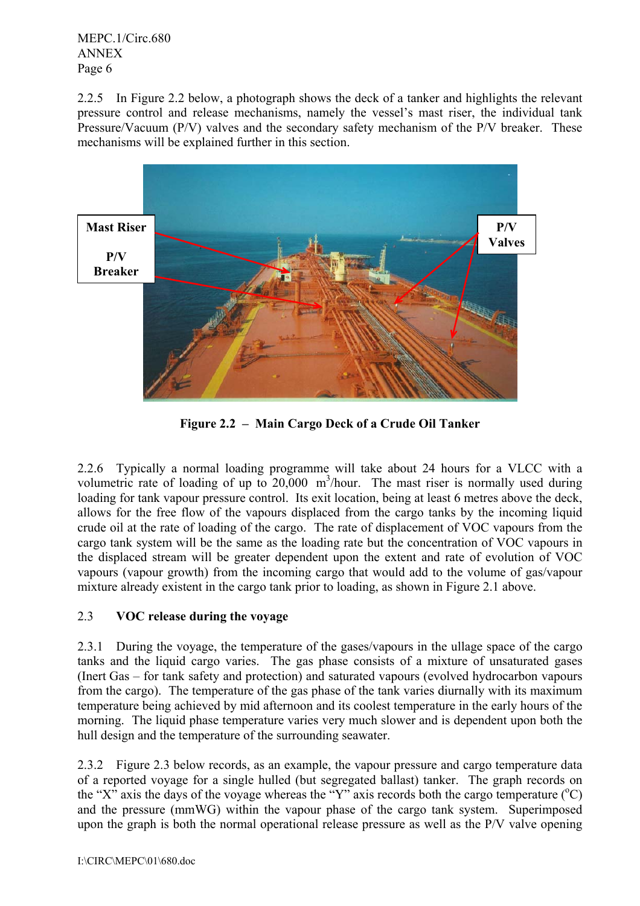2.2.5 In Figure 2.2 below, a photograph shows the deck of a tanker and highlights the relevant pressure control and release mechanisms, namely the vessel's mast riser, the individual tank Pressure/Vacuum (P/V) valves and the secondary safety mechanism of the P/V breaker. These mechanisms will be explained further in this section.

**Figure 2.2 – Main Cargo Deck of a Crude Oil Tanker**

2.2.6 Typically a normal loading programme will take about 24 hours for a VLCC with a volumetric rate of loading of up to 20,000 $m^3$/hour. The mast riser is normally used during loading for tank vapour pressure control. Its exit location, being at least 6 metres above the deck, allows for the free flow of the vapours displaced from the cargo tanks by the incoming liquid crude oil at the rate of loading of the cargo. The rate of displacement of VOC vapours from the cargo tank system will be the same as the loading rate but the concentration of VOC vapours in the displaced stream will be greater dependent upon the extent and rate of evolution of VOC vapours (vapour growth) from the incoming cargo that would add to the volume of gas/vapour mixture already existent in the cargo tank prior to loading, as shown in Figure 2.1 above.

## 2.3 VOC release during the voyage

2.3.1 During the voyage, the temperature of the gases/vapours in the ullage space of the cargo tanks and the liquid cargo varies. The gas phase consists of a mixture of unsaturated gases (Inert Gas – for tank safety and protection) and saturated vapours (evolved hydrocarbon vapours from the cargo). The temperature of the gas phase of the tank varies diurnally with its maximum temperature being achieved by mid afternoon and its coolest temperature in the early hours of the morning. The liquid phase temperature varies very much slower and is dependent upon both the hull design and the temperature of the surrounding seawater.

2.3.2 Figure 2.3 below records, as an example, the vapour pressure and cargo temperature data of a reported voyage for a single hulled (but segregated ballast) tanker. The graph records on the "X" axis the days of the voyage whereas the "Y" axis records both the cargo temperature ($^oC$) and the pressure (mmWG) within the vapour phase of the cargo tank system. Superimposed upon the graph is both the normal operational release pressure as well as the P/V valve opening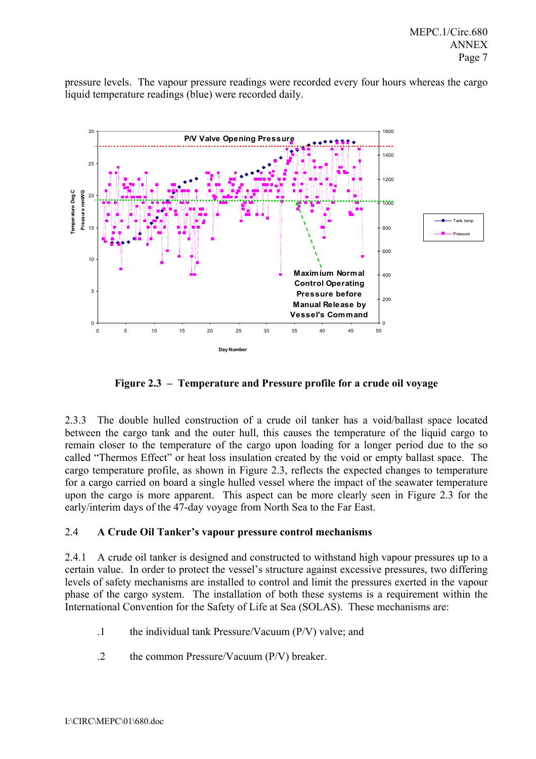pressure levels. The vapour pressure readings were recorded every four hours whereas the cargo liquid temperature readings (blue) were recorded daily.

**Figure 2.3 – Temperature and Pressure profile for a crude oil voyage**

2.3.3 The double hulled construction of a crude oil tanker has a void/ballast space located between the cargo tank and the outer hull, this causes the temperature of the liquid cargo to remain closer to the temperature of the cargo upon loading for a longer period due to the so called "Thermos Effect" or heat loss insulation created by the void or empty ballast space. The cargo temperature profile, as shown in Figure 2.3, reflects the expected changes to temperature for a cargo carried on board a single hulled vessel where the impact of the seawater temperature upon the cargo is more apparent. This aspect can be more clearly seen in Figure 2.3 for the early/interim days of the 47-day voyage from North Sea to the Far East.

## 2.4 A Crude Oil Tanker's vapour pressure control mechanisms

2.4.1 A crude oil tanker is designed and constructed to withstand high vapour pressures up to a certain value. In order to protect the vessel's structure against excessive pressures, two differing levels of safety mechanisms are installed to control and limit the pressures exerted in the vapour phase of the cargo system. The installation of both these systems is a requirement within the International Convention for the Safety of Life at Sea (SOLAS). These mechanisms are:

.1 the individual tank Pressure/Vacuum (P/V) valve; and

.2 the common Pressure/Vacuum (P/V) breaker.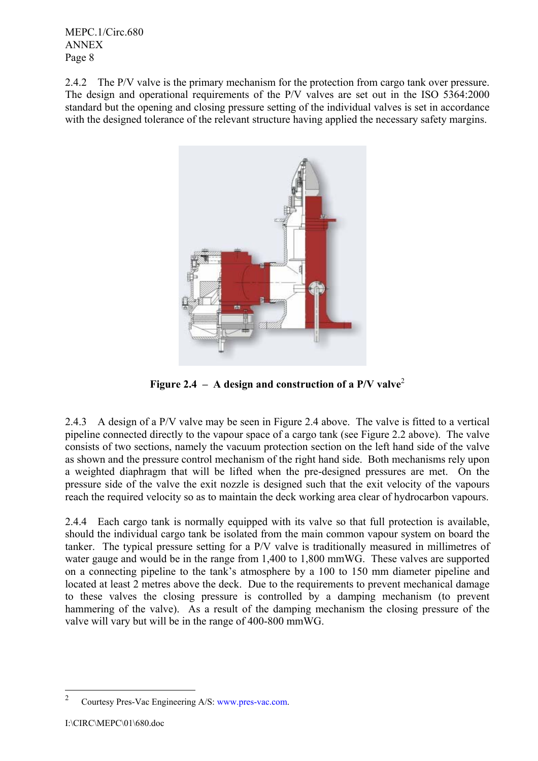2.4.2 The P/V valve is the primary mechanism for the protection from cargo tank over pressure. The design and operational requirements of the P/V valves are set out in the ISO 5364:2000 standard but the opening and closing pressure setting of the individual valves is set in accordance with the designed tolerance of the relevant structure having applied the necessary safety margins.

**Figure 2.4 – A design and construction of a P/V valve**[2]

2.4.3 A design of a P/V valve may be seen in Figure 2.4 above. The valve is fitted to a vertical pipeline connected directly to the vapour space of a cargo tank (see Figure 2.2 above). The valve consists of two sections, namely the vacuum protection section on the left hand side of the valve as shown and the pressure control mechanism of the right hand side. Both mechanisms rely upon a weighted diaphragm that will be lifted when the pre-designed pressures are met. On the pressure side of the valve the exit nozzle is designed such that the exit velocity of the vapours reach the required velocity so as to maintain the deck working area clear of hydrocarbon vapours.

2.4.4 Each cargo tank is normally equipped with its valve so that full protection is available, should the individual cargo tank be isolated from the main common vapour system on board the tanker. The typical pressure setting for a P/V valve is traditionally measured in millimetres of water gauge and would be in the range from 1,400 to 1,800 mmWG. These valves are supported on a connecting pipeline to the tank's atmosphere by a 100 to 150 mm diameter pipeline and located at least 2 metres above the deck. Due to the requirements to prevent mechanical damage to these valves the closing pressure is controlled by a damping mechanism (to prevent hammering of the valve). As a result of the damping mechanism the closing pressure of the valve will vary but will be in the range of 400-800 mmWG.

---

[2] Courtesy Pres-Vac Engineering A/S: www.pres-vac.com.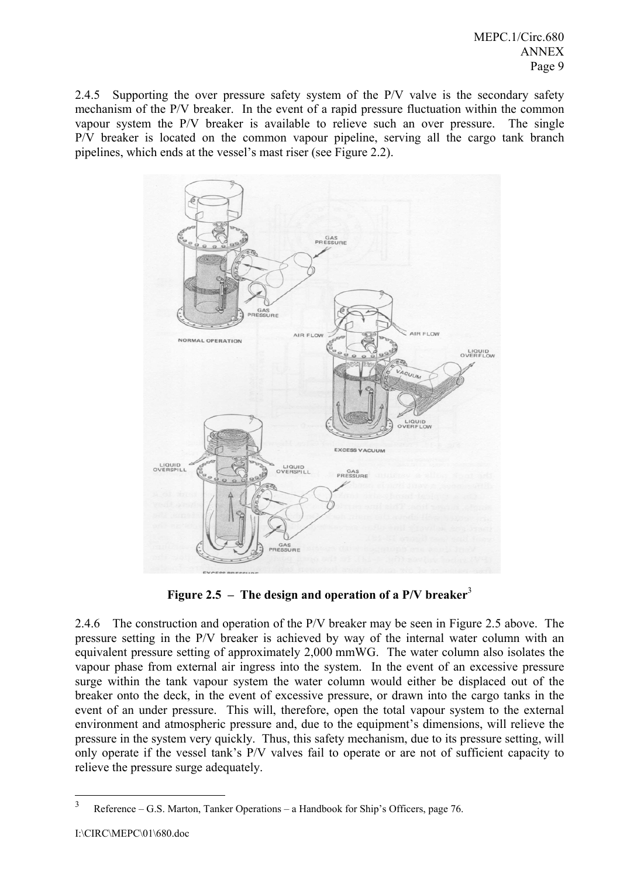2.4.5 Supporting the over pressure safety system of the P/V valve is the secondary safety mechanism of the P/V breaker. In the event of a rapid pressure fluctuation within the common vapour system the P/V breaker is available to relieve such an over pressure. The single P/V breaker is located on the common vapour pipeline, serving all the cargo tank branch pipelines, which ends at the vessel's mast riser (see Figure 2.2).

**Figure 2.5 – The design and operation of a P/V breaker**[3]

2.4.6 The construction and operation of the P/V breaker may be seen in Figure 2.5 above. The pressure setting in the P/V breaker is achieved by way of the internal water column with an equivalent pressure setting of approximately 2,000 mmWG. The water column also isolates the vapour phase from external air ingress into the system. In the event of an excessive pressure surge within the tank vapour system the water column would either be displaced out of the breaker onto the deck, in the event of excessive pressure, or drawn into the cargo tanks in the event of an under pressure. This will, therefore, open the total vapour system to the external environment and atmospheric pressure and, due to the equipment's dimensions, will relieve the pressure in the system very quickly. Thus, this safety mechanism, due to its pressure setting, will only operate if the vessel tank's P/V valves fail to operate or are not of sufficient capacity to relieve the pressure surge adequately.

---

[3] Reference – G.S. Marton, Tanker Operations – a Handbook for Ship's Officers, page 76.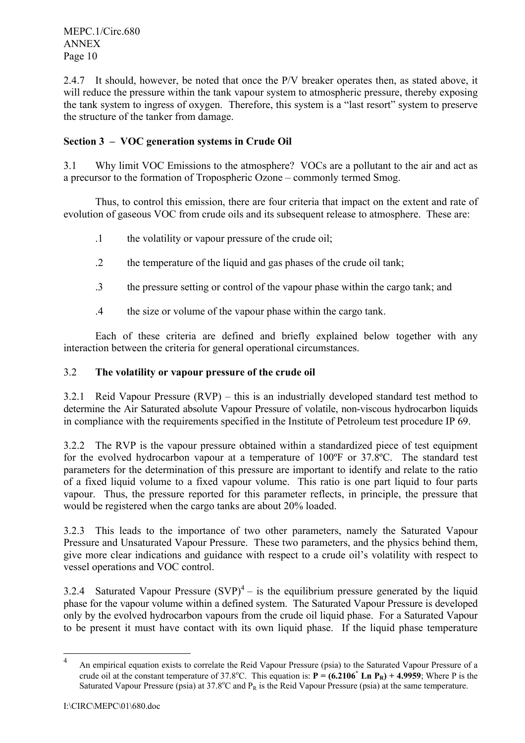2.4.7 It should, however, be noted that once the P/V breaker operates then, as stated above, it will reduce the pressure within the tank vapour system to atmospheric pressure, thereby exposing the tank system to ingress of oxygen. Therefore, this system is a "last resort" system to preserve the structure of the tanker from damage.

## Section 3 – VOC generation systems in Crude Oil

3.1 Why limit VOC Emissions to the atmosphere? VOCs are a pollutant to the air and act as a precursor to the formation of Tropospheric Ozone – commonly termed Smog.

Thus, to control this emission, there are four criteria that impact on the extent and rate of evolution of gaseous VOC from crude oils and its subsequent release to atmosphere. These are:

- .1 the volatility or vapour pressure of the crude oil;
- .2 the temperature of the liquid and gas phases of the crude oil tank;
- .3 the pressure setting or control of the vapour phase within the cargo tank; and
- .4 the size or volume of the vapour phase within the cargo tank.

Each of these criteria are defined and briefly explained below together with any interaction between the criteria for general operational circumstances.

### 3.2 The volatility or vapour pressure of the crude oil

3.2.1 Reid Vapour Pressure (RVP) – this is an industrially developed standard test method to determine the Air Saturated absolute Vapour Pressure of volatile, non-viscous hydrocarbon liquids in compliance with the requirements specified in the Institute of Petroleum test procedure IP 69.

3.2.2 The RVP is the vapour pressure obtained within a standardized piece of test equipment for the evolved hydrocarbon vapour at a temperature of 100ºF or 37.8ºC. The standard test parameters for the determination of this pressure are important to identify and relate to the ratio of a fixed liquid volume to a fixed vapour volume. This ratio is one part liquid to four parts vapour. Thus, the pressure reported for this parameter reflects, in principle, the pressure that would be registered when the cargo tanks are about 20% loaded.

3.2.3 This leads to the importance of two other parameters, namely the Saturated Vapour Pressure and Unsaturated Vapour Pressure. These two parameters, and the physics behind them, give more clear indications and guidance with respect to a crude oil's volatility with respect to vessel operations and VOC control.

3.2.4 Saturated Vapour Pressure (SVP)[4] – is the equilibrium pressure generated by the liquid phase for the vapour volume within a defined system. The Saturated Vapour Pressure is developed only by the evolved hydrocarbon vapours from the crude oil liquid phase. For a Saturated Vapour to be present it must have contact with its own liquid phase. If the liquid phase temperature

---

[4] An empirical equation exists to correlate the Reid Vapour Pressure (psia) to the Saturated Vapour Pressure of a crude oil at the constant temperature of 37.8ºC. This equation is: $\mathbf{P = (6.2106^{*} \ Ln \ P_R) + 4.9959}$; Where P is the Saturated Vapour Pressure (psia) at 37.8ºC and $P_R$ is the Reid Vapour Pressure (psia) at the same temperature.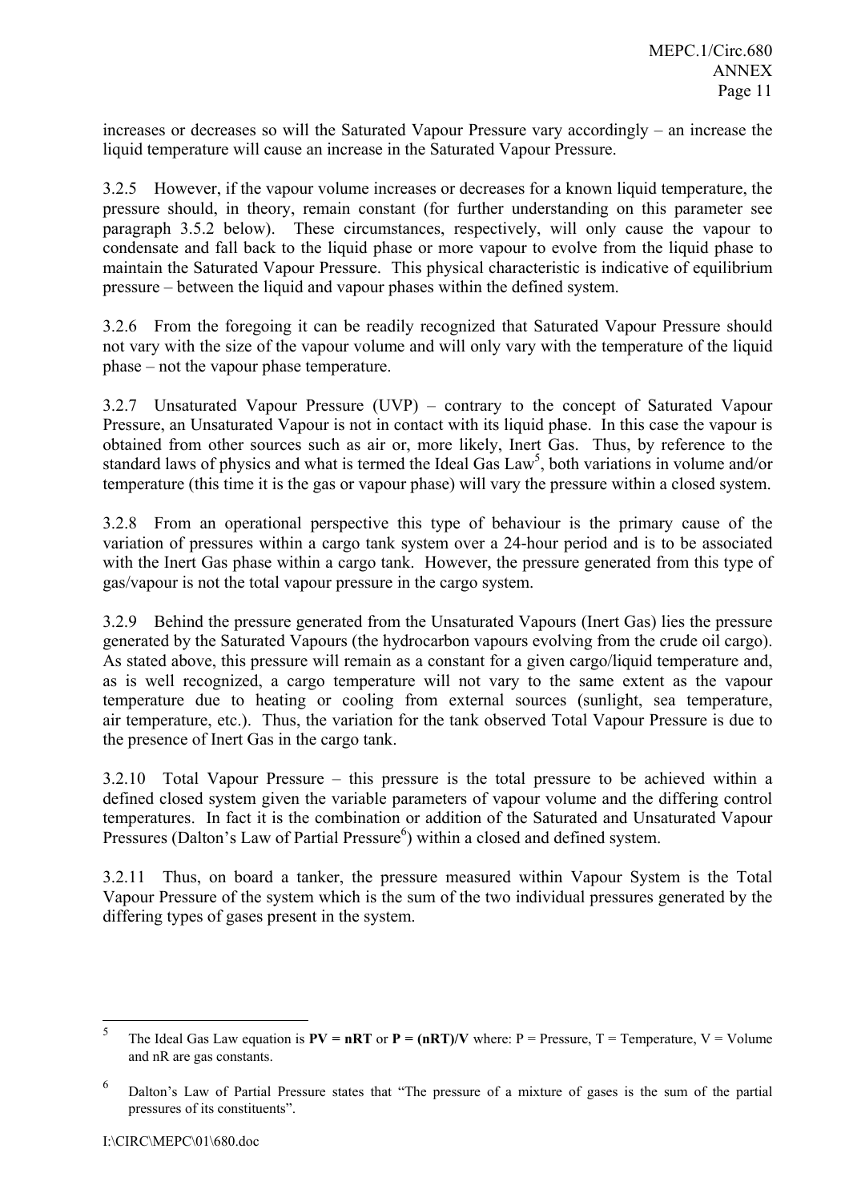increases or decreases so will the Saturated Vapour Pressure vary accordingly – an increase the liquid temperature will cause an increase in the Saturated Vapour Pressure.

3.2.5 However, if the vapour volume increases or decreases for a known liquid temperature, the pressure should, in theory, remain constant (for further understanding on this parameter see paragraph 3.5.2 below). These circumstances, respectively, will only cause the vapour to condensate and fall back to the liquid phase or more vapour to evolve from the liquid phase to maintain the Saturated Vapour Pressure. This physical characteristic is indicative of equilibrium pressure – between the liquid and vapour phases within the defined system.

3.2.6 From the foregoing it can be readily recognized that Saturated Vapour Pressure should not vary with the size of the vapour volume and will only vary with the temperature of the liquid phase – not the vapour phase temperature.

3.2.7 Unsaturated Vapour Pressure (UVP) – contrary to the concept of Saturated Vapour Pressure, an Unsaturated Vapour is not in contact with its liquid phase. In this case the vapour is obtained from other sources such as air or, more likely, Inert Gas. Thus, by reference to the standard laws of physics and what is termed the Ideal Gas Law[5], both variations in volume and/or temperature (this time it is the gas or vapour phase) will vary the pressure within a closed system.

3.2.8 From an operational perspective this type of behaviour is the primary cause of the variation of pressures within a cargo tank system over a 24-hour period and is to be associated with the Inert Gas phase within a cargo tank. However, the pressure generated from this type of gas/vapour is not the total vapour pressure in the cargo system.

3.2.9 Behind the pressure generated from the Unsaturated Vapours (Inert Gas) lies the pressure generated by the Saturated Vapours (the hydrocarbon vapours evolving from the crude oil cargo). As stated above, this pressure will remain as a constant for a given cargo/liquid temperature and, as is well recognized, a cargo temperature will not vary to the same extent as the vapour temperature due to heating or cooling from external sources (sunlight, sea temperature, air temperature, etc.). Thus, the variation for the tank observed Total Vapour Pressure is due to the presence of Inert Gas in the cargo tank.

3.2.10 Total Vapour Pressure – this pressure is the total pressure to be achieved within a defined closed system given the variable parameters of vapour volume and the differing control temperatures. In fact it is the combination or addition of the Saturated and Unsaturated Vapour Pressures (Dalton's Law of Partial Pressure[6]) within a closed and defined system.

3.2.11 Thus, on board a tanker, the pressure measured within Vapour System is the Total Vapour Pressure of the system which is the sum of the two individual pressures generated by the differing types of gases present in the system.

---

[5] The Ideal Gas Law equation is **$PV = nRT$** or **$P = (nRT)/V$** where: P = Pressure, T = Temperature, V = Volume and nR are gas constants.

[6] Dalton's Law of Partial Pressure states that "The pressure of a mixture of gases is the sum of the partial pressures of its constituents".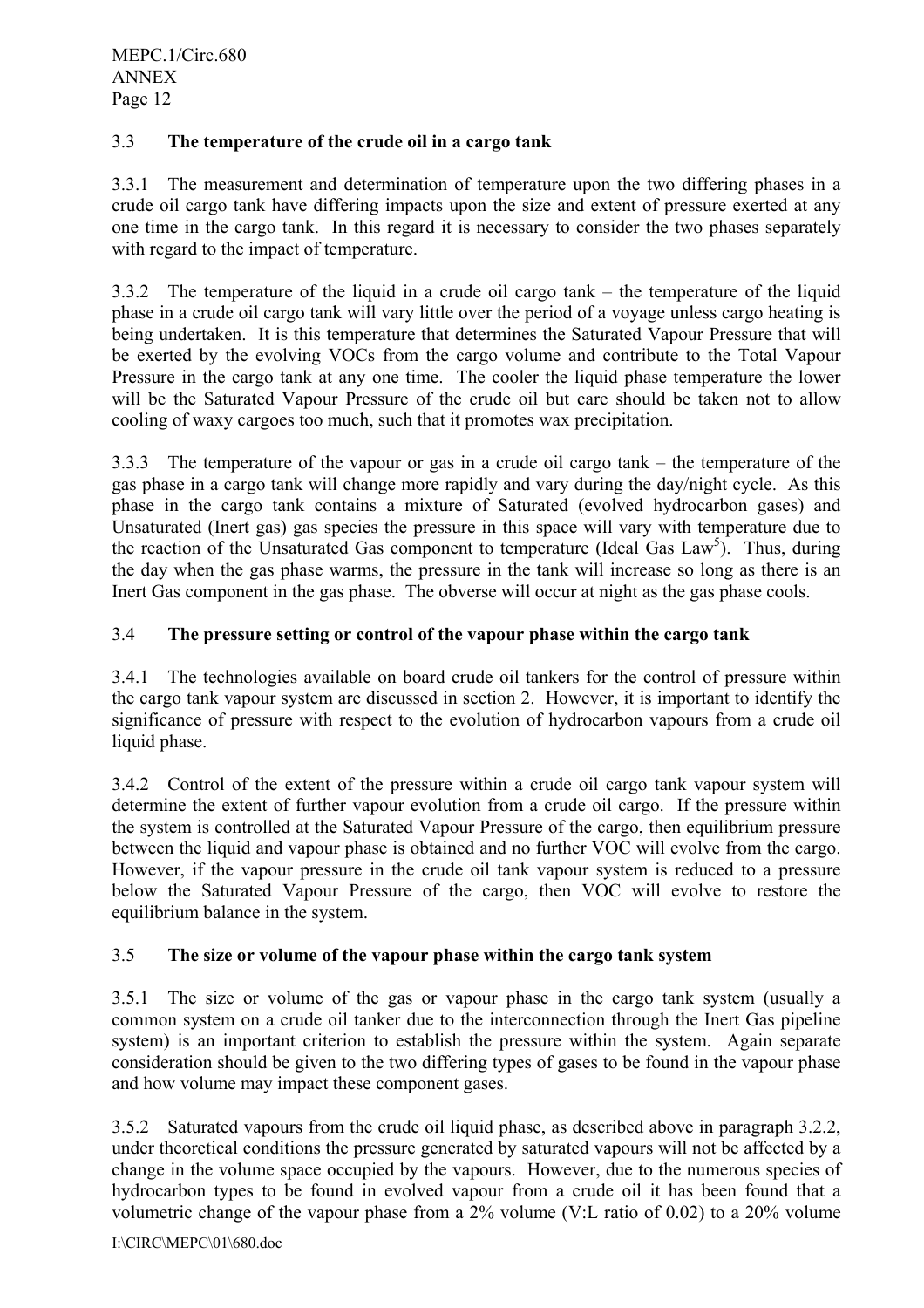### 3.3 **The temperature of the crude oil in a cargo tank**

3.3.1 The measurement and determination of temperature upon the two differing phases in a crude oil cargo tank have differing impacts upon the size and extent of pressure exerted at any one time in the cargo tank. In this regard it is necessary to consider the two phases separately with regard to the impact of temperature.

3.3.2 The temperature of the liquid in a crude oil cargo tank – the temperature of the liquid phase in a crude oil cargo tank will vary little over the period of a voyage unless cargo heating is being undertaken. It is this temperature that determines the Saturated Vapour Pressure that will be exerted by the evolving VOCs from the cargo volume and contribute to the Total Vapour Pressure in the cargo tank at any one time. The cooler the liquid phase temperature the lower will be the Saturated Vapour Pressure of the crude oil but care should be taken not to allow cooling of waxy cargoes too much, such that it promotes wax precipitation.

3.3.3 The temperature of the vapour or gas in a crude oil cargo tank – the temperature of the gas phase in a cargo tank will change more rapidly and vary during the day/night cycle. As this phase in the cargo tank contains a mixture of Saturated (evolved hydrocarbon gases) and Unsaturated (Inert gas) gas species the pressure in this space will vary with temperature due to the reaction of the Unsaturated Gas component to temperature (Ideal Gas Law[5]). Thus, during the day when the gas phase warms, the pressure in the tank will increase so long as there is an Inert Gas component in the gas phase. The obverse will occur at night as the gas phase cools.

### 3.4 **The pressure setting or control of the vapour phase within the cargo tank**

3.4.1 The technologies available on board crude oil tankers for the control of pressure within the cargo tank vapour system are discussed in section 2. However, it is important to identify the significance of pressure with respect to the evolution of hydrocarbon vapours from a crude oil liquid phase.

3.4.2 Control of the extent of the pressure within a crude oil cargo tank vapour system will determine the extent of further vapour evolution from a crude oil cargo. If the pressure within the system is controlled at the Saturated Vapour Pressure of the cargo, then equilibrium pressure between the liquid and vapour phase is obtained and no further VOC will evolve from the cargo. However, if the vapour pressure in the crude oil tank vapour system is reduced to a pressure below the Saturated Vapour Pressure of the cargo, then VOC will evolve to restore the equilibrium balance in the system.

### 3.5 **The size or volume of the vapour phase within the cargo tank system**

3.5.1 The size or volume of the gas or vapour phase in the cargo tank system (usually a common system on a crude oil tanker due to the interconnection through the Inert Gas pipeline system) is an important criterion to establish the pressure within the system. Again separate consideration should be given to the two differing types of gases to be found in the vapour phase and how volume may impact these component gases.

3.5.2 Saturated vapours from the crude oil liquid phase, as described above in paragraph 3.2.2, under theoretical conditions the pressure generated by saturated vapours will not be affected by a change in the volume space occupied by the vapours. However, due to the numerous species of hydrocarbon types to be found in evolved vapour from a crude oil it has been found that a volumetric change of the vapour phase from a 2% volume (V:L ratio of 0.02) to a 20% volume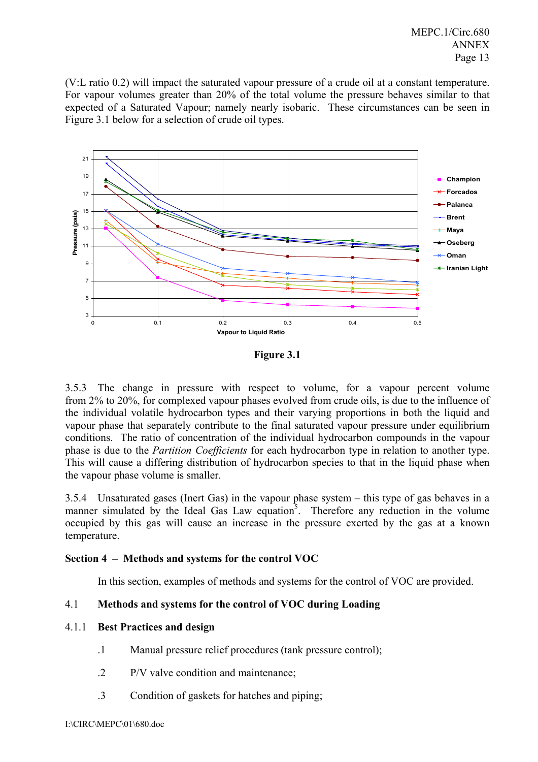(V:L ratio 0.2) will impact the saturated vapour pressure of a crude oil at a constant temperature. For vapour volumes greater than 20% of the total volume the pressure behaves similar to that expected of a Saturated Vapour; namely nearly isobaric. These circumstances can be seen in Figure 3.1 below for a selection of crude oil types.

**Figure 3.1**

3.5.3 The change in pressure with respect to volume, for a vapour percent volume from 2% to 20%, for complexed vapour phases evolved from crude oils, is due to the influence of the individual volatile hydrocarbon types and their varying proportions in both the liquid and vapour phase that separately contribute to the final saturated vapour pressure under equilibrium conditions. The ratio of concentration of the individual hydrocarbon compounds in the vapour phase is due to the *Partition Coefficients* for each hydrocarbon type in relation to another type. This will cause a differing distribution of hydrocarbon species to that in the liquid phase when the vapour phase volume is smaller.

3.5.4 Unsaturated gases (Inert Gas) in the vapour phase system – this type of gas behaves in a manner simulated by the Ideal Gas Law equation[5]. Therefore any reduction in the volume occupied by this gas will cause an increase in the pressure exerted by the gas at a known temperature.

## Section 4 – Methods and systems for the control VOC

In this section, examples of methods and systems for the control of VOC are provided.

### 4.1 Methods and systems for the control of VOC during Loading

#### 4.1.1 Best Practices and design

.1 Manual pressure relief procedures (tank pressure control);

.2 P/V valve condition and maintenance;

.3 Condition of gaskets for hatches and piping;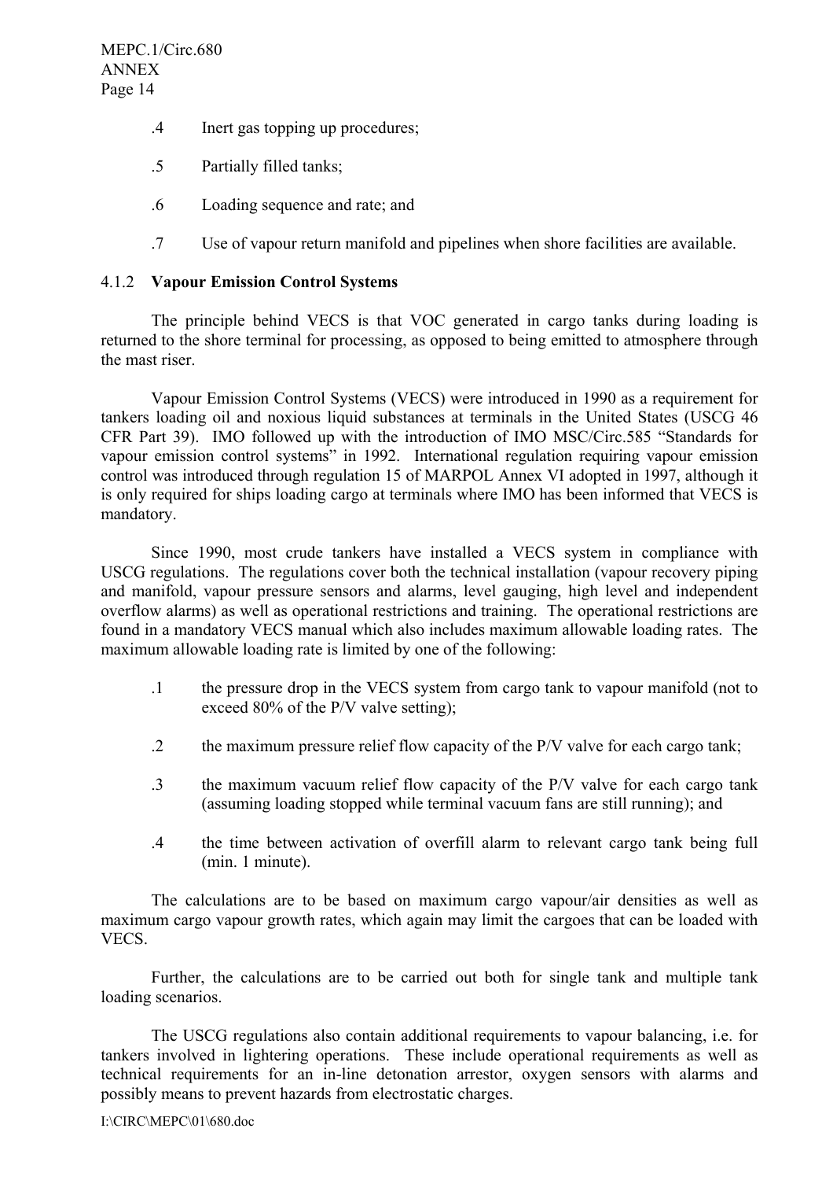.4 Inert gas topping up procedures;

.5 Partially filled tanks;

.6 Loading sequence and rate; and

.7 Use of vapour return manifold and pipelines when shore facilities are available.

### 4.1.2 **Vapour Emission Control Systems**

The principle behind VECS is that VOC generated in cargo tanks during loading is returned to the shore terminal for processing, as opposed to being emitted to atmosphere through the mast riser.

Vapour Emission Control Systems (VECS) were introduced in 1990 as a requirement for tankers loading oil and noxious liquid substances at terminals in the United States (USCG 46 CFR Part 39). IMO followed up with the introduction of IMO MSC/Circ.585 "Standards for vapour emission control systems" in 1992. International regulation requiring vapour emission control was introduced through regulation 15 of MARPOL Annex VI adopted in 1997, although it is only required for ships loading cargo at terminals where IMO has been informed that VECS is mandatory.

Since 1990, most crude tankers have installed a VECS system in compliance with USCG regulations. The regulations cover both the technical installation (vapour recovery piping and manifold, vapour pressure sensors and alarms, level gauging, high level and independent overflow alarms) as well as operational restrictions and training. The operational restrictions are found in a mandatory VECS manual which also includes maximum allowable loading rates. The maximum allowable loading rate is limited by one of the following:

.1 the pressure drop in the VECS system from cargo tank to vapour manifold (not to exceed 80% of the P/V valve setting);

.2 the maximum pressure relief flow capacity of the P/V valve for each cargo tank;

.3 the maximum vacuum relief flow capacity of the P/V valve for each cargo tank (assuming loading stopped while terminal vacuum fans are still running); and

.4 the time between activation of overfill alarm to relevant cargo tank being full (min. 1 minute).

The calculations are to be based on maximum cargo vapour/air densities as well as maximum cargo vapour growth rates, which again may limit the cargoes that can be loaded with VECS.

Further, the calculations are to be carried out both for single tank and multiple tank loading scenarios.

The USCG regulations also contain additional requirements to vapour balancing, i.e. for tankers involved in lightering operations. These include operational requirements as well as technical requirements for an in-line detonation arrestor, oxygen sensors with alarms and possibly means to prevent hazards from electrostatic charges.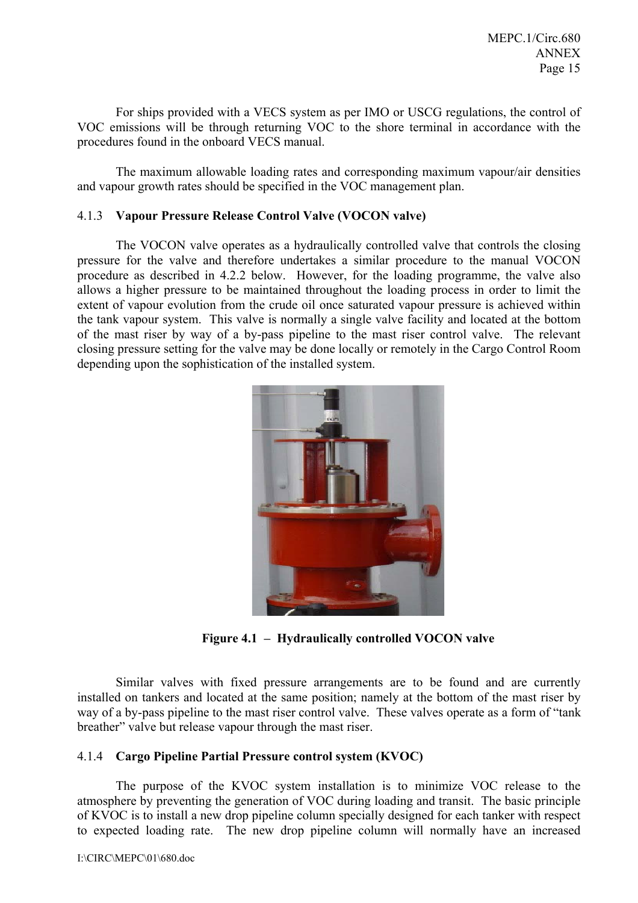For ships provided with a VECS system as per IMO or USCG regulations, the control of VOC emissions will be through returning VOC to the shore terminal in accordance with the procedures found in the onboard VECS manual.

The maximum allowable loading rates and corresponding maximum vapour/air densities and vapour growth rates should be specified in the VOC management plan.

### 4.1.3 **Vapour Pressure Release Control Valve (VOCON valve)**

The VOCON valve operates as a hydraulically controlled valve that controls the closing pressure for the valve and therefore undertakes a similar procedure to the manual VOCON procedure as described in 4.2.2 below. However, for the loading programme, the valve also allows a higher pressure to be maintained throughout the loading process in order to limit the extent of vapour evolution from the crude oil once saturated vapour pressure is achieved within the tank vapour system. This valve is normally a single valve facility and located at the bottom of the mast riser by way of a by-pass pipeline to the mast riser control valve. The relevant closing pressure setting for the valve may be done locally or remotely in the Cargo Control Room depending upon the sophistication of the installed system.

**Figure 4.1 – Hydraulically controlled VOCON valve**

Similar valves with fixed pressure arrangements are to be found and are currently installed on tankers and located at the same position; namely at the bottom of the mast riser by way of a by-pass pipeline to the mast riser control valve. These valves operate as a form of "tank breather" valve but release vapour through the mast riser.

### 4.1.4 **Cargo Pipeline Partial Pressure control system (KVOC)**

The purpose of the KVOC system installation is to minimize VOC release to the atmosphere by preventing the generation of VOC during loading and transit. The basic principle of KVOC is to install a new drop pipeline column specially designed for each tanker with respect to expected loading rate. The new drop pipeline column will normally have an increased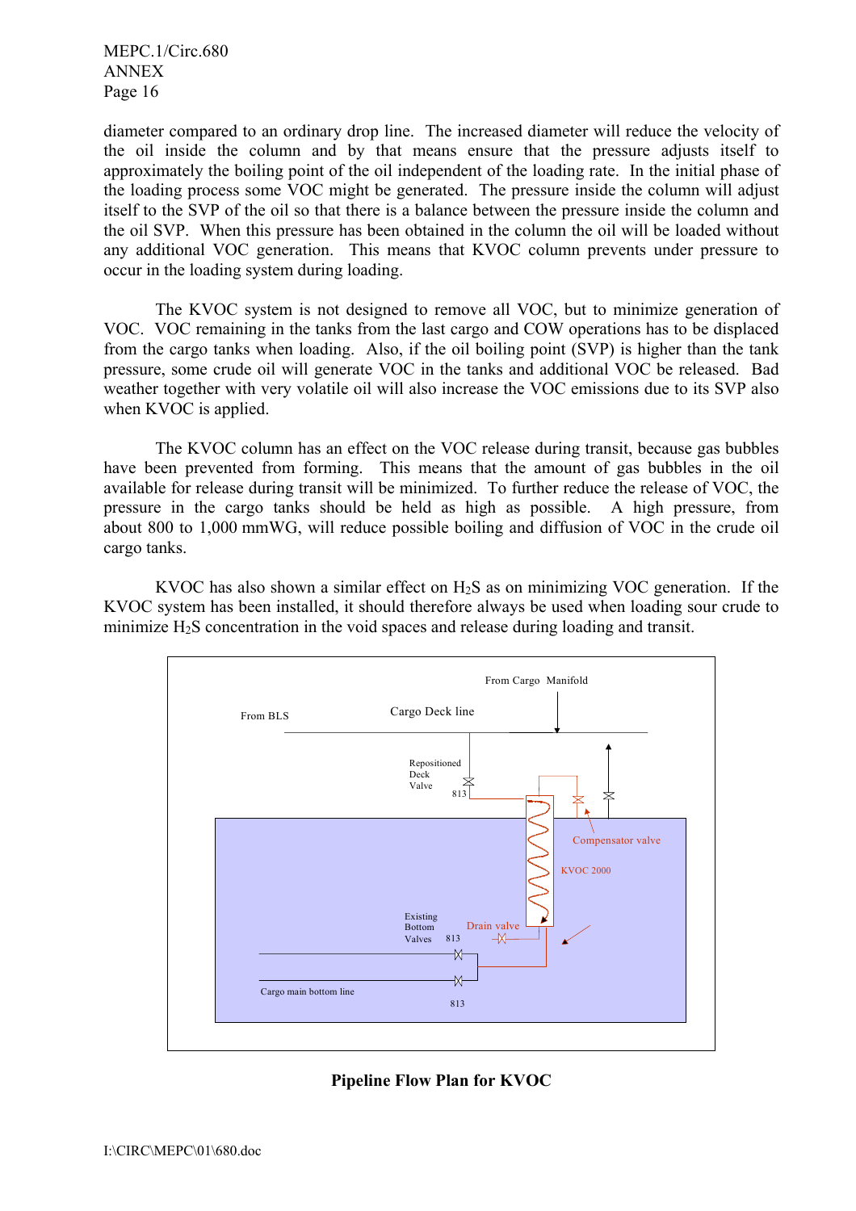diameter compared to an ordinary drop line. The increased diameter will reduce the velocity of the oil inside the column and by that means ensure that the pressure adjusts itself to approximately the boiling point of the oil independent of the loading rate. In the initial phase of the loading process some VOC might be generated. The pressure inside the column will adjust itself to the SVP of the oil so that there is a balance between the pressure inside the column and the oil SVP. When this pressure has been obtained in the column the oil will be loaded without any additional VOC generation. This means that KVOC column prevents under pressure to occur in the loading system during loading.

The KVOC system is not designed to remove all VOC, but to minimize generation of VOC. VOC remaining in the tanks from the last cargo and COW operations has to be displaced from the cargo tanks when loading. Also, if the oil boiling point (SVP) is higher than the tank pressure, some crude oil will generate VOC in the tanks and additional VOC be released. Bad weather together with very volatile oil will also increase the VOC emissions due to its SVP also when KVOC is applied.

The KVOC column has an effect on the VOC release during transit, because gas bubbles have been prevented from forming. This means that the amount of gas bubbles in the oil available for release during transit will be minimized. To further reduce the release of VOC, the pressure in the cargo tanks should be held as high as possible. A high pressure, from about 800 to 1,000 mmWG, will reduce possible boiling and diffusion of VOC in the crude oil cargo tanks.

KVOC has also shown a similar effect on $H_2S$ as on minimizing VOC generation. If the KVOC system has been installed, it should therefore always be used when loading sour crude to minimize $H_2S$ concentration in the void spaces and release during loading and transit.

**Pipeline Flow Plan for KVOC**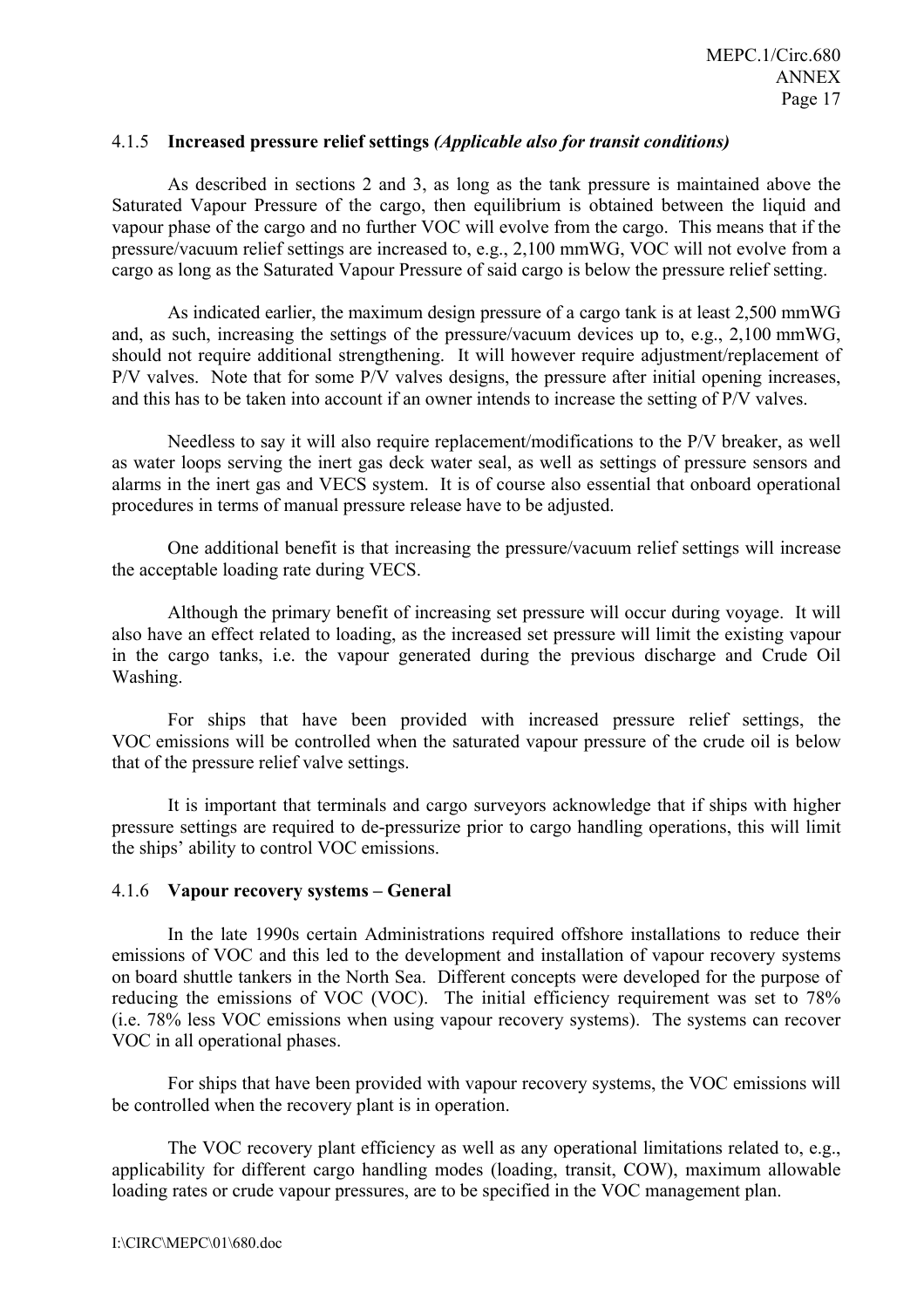#### 4.1.5 **Increased pressure relief settings** ***(Applicable also for transit conditions)***

As described in sections 2 and 3, as long as the tank pressure is maintained above the Saturated Vapour Pressure of the cargo, then equilibrium is obtained between the liquid and vapour phase of the cargo and no further VOC will evolve from the cargo. This means that if the pressure/vacuum relief settings are increased to, e.g., 2,100 mmWG, VOC will not evolve from a cargo as long as the Saturated Vapour Pressure of said cargo is below the pressure relief setting.

As indicated earlier, the maximum design pressure of a cargo tank is at least 2,500 mmWG and, as such, increasing the settings of the pressure/vacuum devices up to, e.g., 2,100 mmWG, should not require additional strengthening. It will however require adjustment/replacement of P/V valves. Note that for some P/V valves designs, the pressure after initial opening increases, and this has to be taken into account if an owner intends to increase the setting of P/V valves.

Needless to say it will also require replacement/modifications to the P/V breaker, as well as water loops serving the inert gas deck water seal, as well as settings of pressure sensors and alarms in the inert gas and VECS system. It is of course also essential that onboard operational procedures in terms of manual pressure release have to be adjusted.

One additional benefit is that increasing the pressure/vacuum relief settings will increase the acceptable loading rate during VECS.

Although the primary benefit of increasing set pressure will occur during voyage. It will also have an effect related to loading, as the increased set pressure will limit the existing vapour in the cargo tanks, i.e. the vapour generated during the previous discharge and Crude Oil Washing.

For ships that have been provided with increased pressure relief settings, the VOC emissions will be controlled when the saturated vapour pressure of the crude oil is below that of the pressure relief valve settings.

It is important that terminals and cargo surveyors acknowledge that if ships with higher pressure settings are required to de-pressurize prior to cargo handling operations, this will limit the ships' ability to control VOC emissions.

#### 4.1.6 **Vapour recovery systems – General**

In the late 1990s certain Administrations required offshore installations to reduce their emissions of VOC and this led to the development and installation of vapour recovery systems on board shuttle tankers in the North Sea. Different concepts were developed for the purpose of reducing the emissions of VOC (VOC). The initial efficiency requirement was set to 78% (i.e. 78% less VOC emissions when using vapour recovery systems). The systems can recover VOC in all operational phases.

For ships that have been provided with vapour recovery systems, the VOC emissions will be controlled when the recovery plant is in operation.

The VOC recovery plant efficiency as well as any operational limitations related to, e.g., applicability for different cargo handling modes (loading, transit, COW), maximum allowable loading rates or crude vapour pressures, are to be specified in the VOC management plan.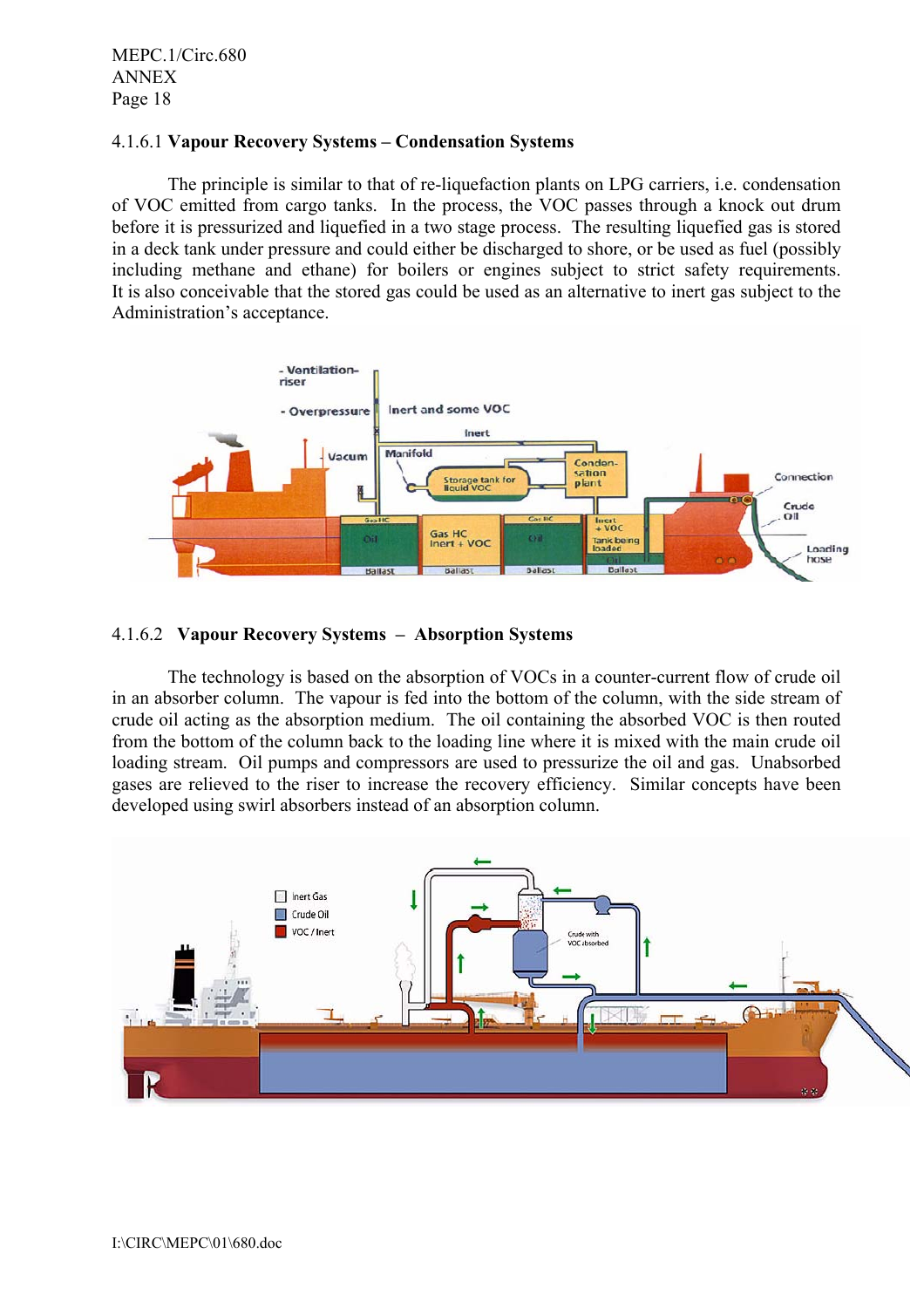#### 4.1.6.1 **Vapour Recovery Systems – Condensation Systems**

The principle is similar to that of re-liquefaction plants on LPG carriers, i.e. condensation of VOC emitted from cargo tanks. In the process, the VOC passes through a knock out drum before it is pressurized and liquefied in a two stage process. The resulting liquefied gas is stored in a deck tank under pressure and could either be discharged to shore, or be used as fuel (possibly including methane and ethane) for boilers or engines subject to strict safety requirements. It is also conceivable that the stored gas could be used as an alternative to inert gas subject to the Administration's acceptance.

#### 4.1.6.2 **Vapour Recovery Systems – Absorption Systems**

The technology is based on the absorption of VOCs in a counter-current flow of crude oil in an absorber column. The vapour is fed into the bottom of the column, with the side stream of crude oil acting as the absorption medium. The oil containing the absorbed VOC is then routed from the bottom of the column back to the loading line where it is mixed with the main crude oil loading stream. Oil pumps and compressors are used to pressurize the oil and gas. Unabsorbed gases are relieved to the riser to increase the recovery efficiency. Similar concepts have been developed using swirl absorbers instead of an absorption column.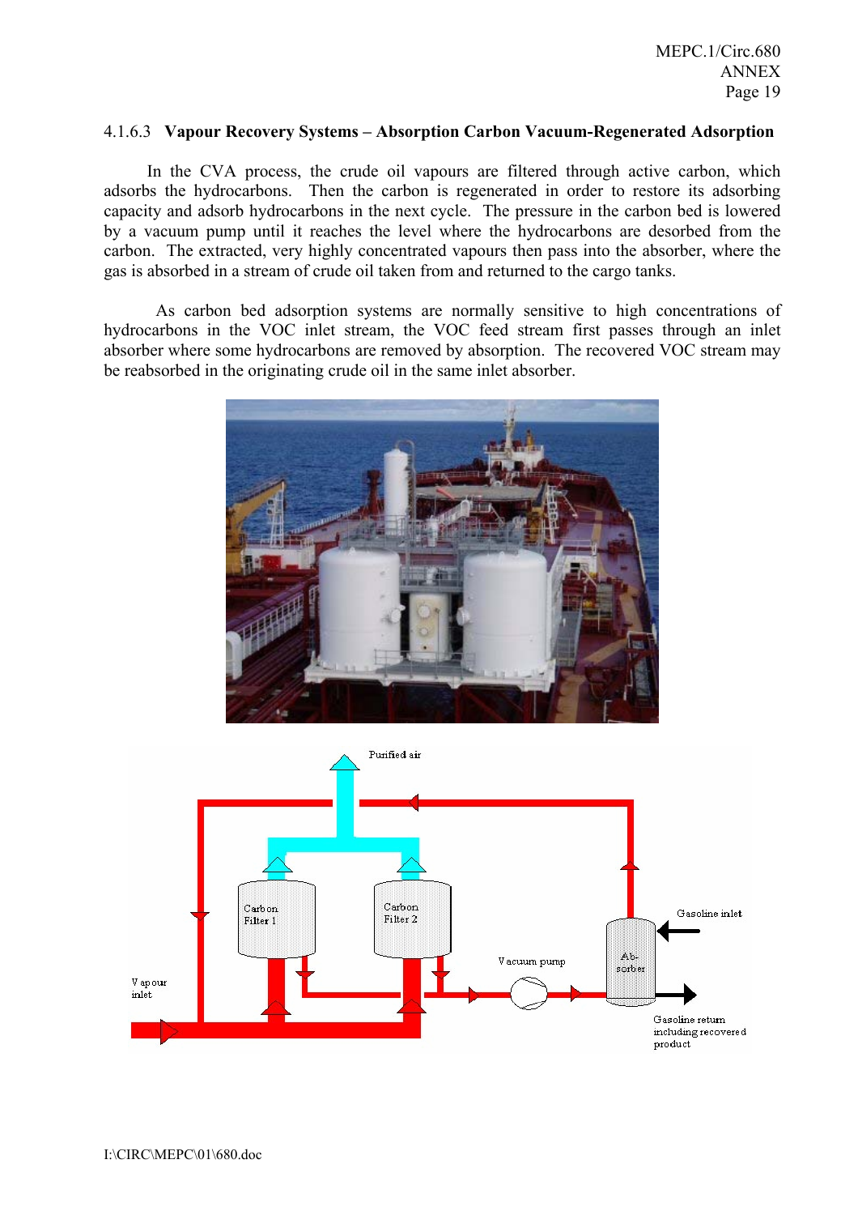#### 4.1.6.3 **Vapour Recovery Systems – Absorption Carbon Vacuum-Regenerated Adsorption**

In the CVA process, the crude oil vapours are filtered through active carbon, which adsorbs the hydrocarbons. Then the carbon is regenerated in order to restore its adsorbing capacity and adsorb hydrocarbons in the next cycle. The pressure in the carbon bed is lowered by a vacuum pump until it reaches the level where the hydrocarbons are desorbed from the carbon. The extracted, very highly concentrated vapours then pass into the absorber, where the gas is absorbed in a stream of crude oil taken from and returned to the cargo tanks.

As carbon bed adsorption systems are normally sensitive to high concentrations of hydrocarbons in the VOC inlet stream, the VOC feed stream first passes through an inlet absorber where some hydrocarbons are removed by absorption. The recovered VOC stream may be reabsorbed in the originating crude oil in the same inlet absorber.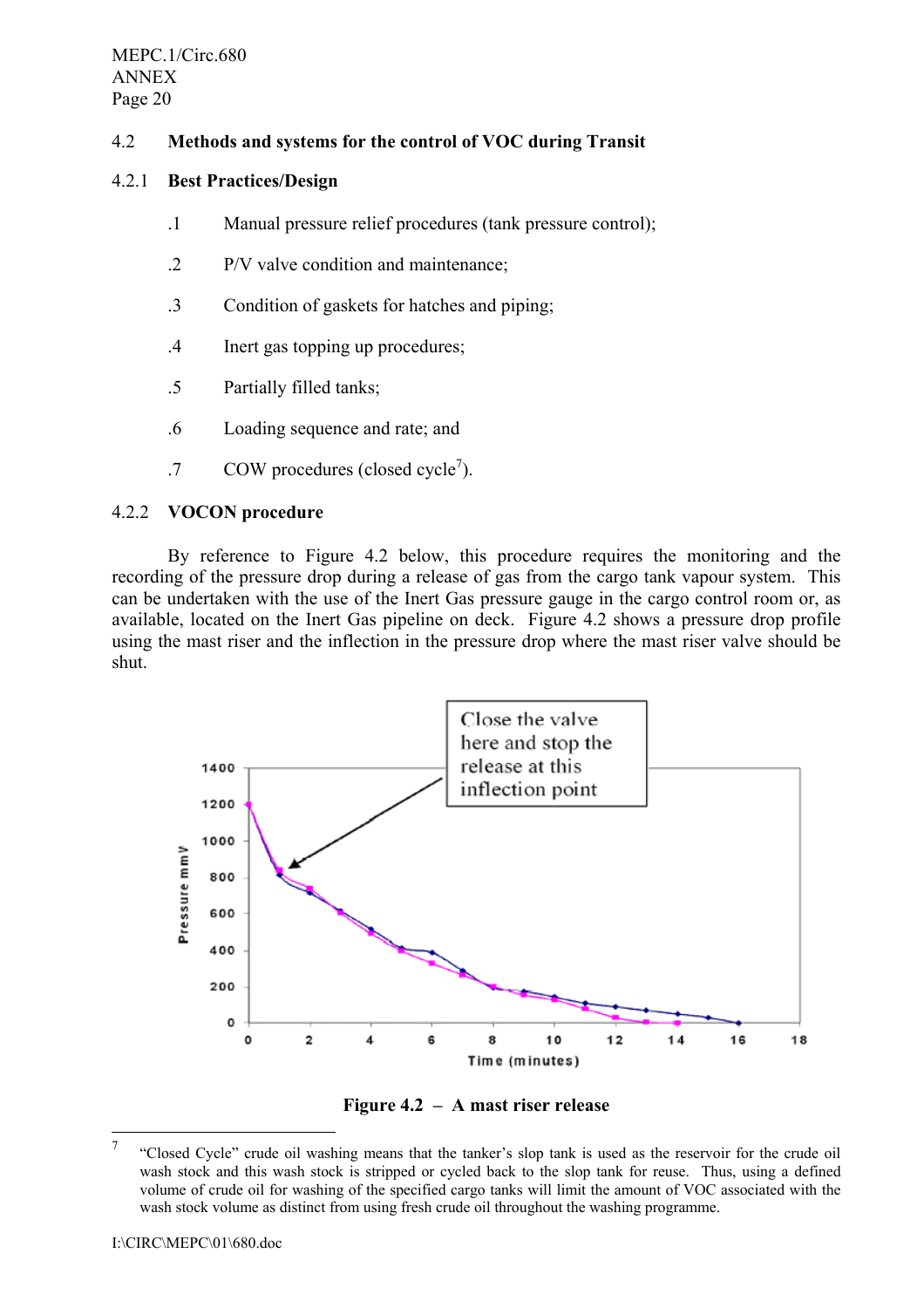### 4.2 Methods and systems for the control of VOC during Transit

#### 4.2.1 Best Practices/Design

.1 Manual pressure relief procedures (tank pressure control);

.2 P/V valve condition and maintenance;

.3 Condition of gaskets for hatches and piping;

.4 Inert gas topping up procedures;

.5 Partially filled tanks;

.6 Loading sequence and rate; and

.7 COW procedures (closed cycle[7]).

#### 4.2.2 VOCON procedure

By reference to Figure 4.2 below, this procedure requires the monitoring and the recording of the pressure drop during a release of gas from the cargo tank vapour system. This can be undertaken with the use of the Inert Gas pressure gauge in the cargo control room or, as available, located on the Inert Gas pipeline on deck. Figure 4.2 shows a pressure drop profile using the mast riser and the inflection in the pressure drop where the mast riser valve should be shut.

Close the valve here and stop the release at this inflection point

**Figure 4.2 – A mast riser release**

[7] "Closed Cycle" crude oil washing means that the tanker's slop tank is used as the reservoir for the crude oil wash stock and this wash stock is stripped or cycled back to the slop tank for reuse. Thus, using a defined volume of crude oil for washing of the specified cargo tanks will limit the amount of VOC associated with the wash stock volume as distinct from using fresh crude oil throughout the washing programme.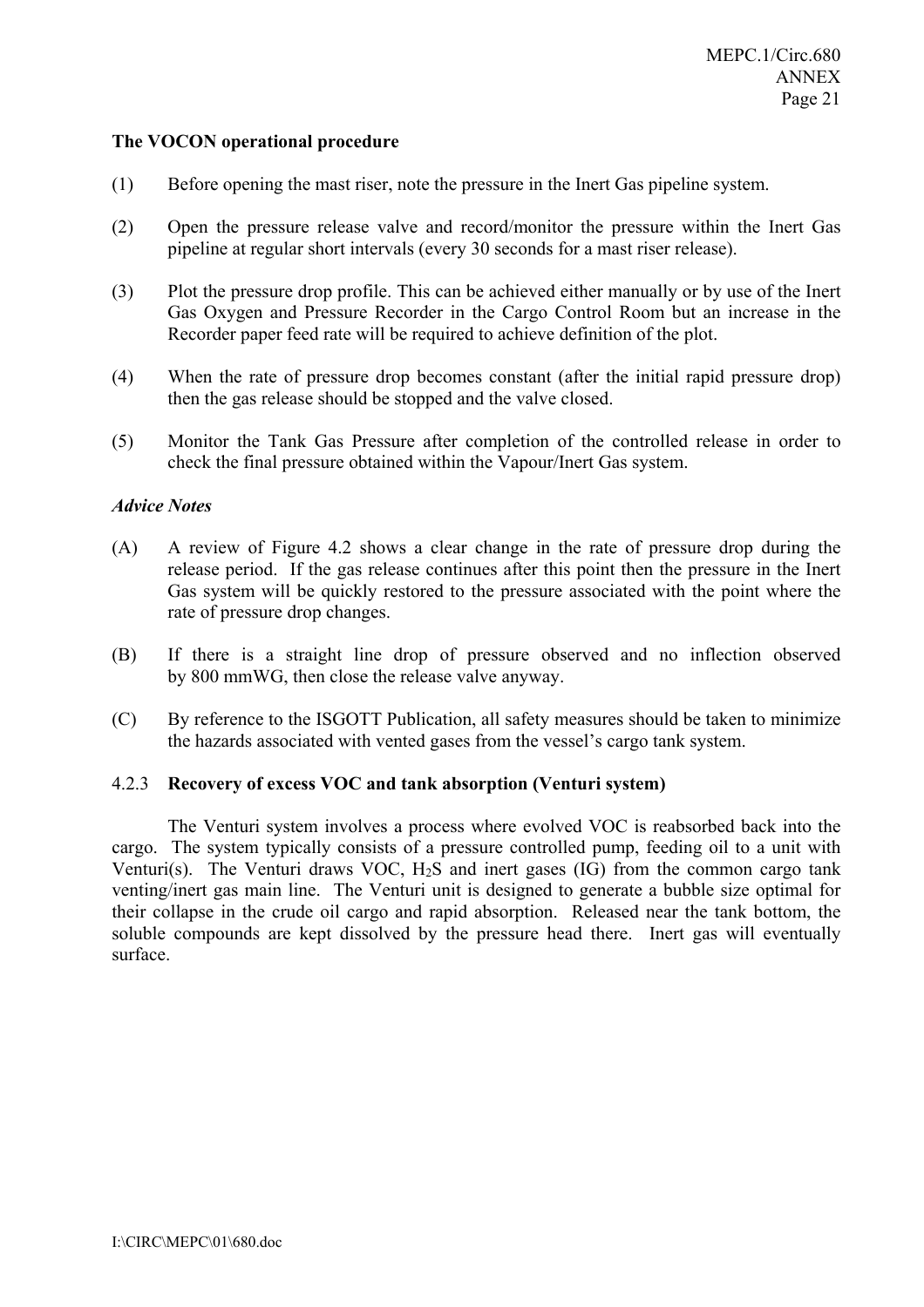**The VOCON operational procedure**

(1) Before opening the mast riser, note the pressure in the Inert Gas pipeline system.

(2) Open the pressure release valve and record/monitor the pressure within the Inert Gas pipeline at regular short intervals (every 30 seconds for a mast riser release).

(3) Plot the pressure drop profile. This can be achieved either manually or by use of the Inert Gas Oxygen and Pressure Recorder in the Cargo Control Room but an increase in the Recorder paper feed rate will be required to achieve definition of the plot.

(4) When the rate of pressure drop becomes constant (after the initial rapid pressure drop) then the gas release should be stopped and the valve closed.

(5) Monitor the Tank Gas Pressure after completion of the controlled release in order to check the final pressure obtained within the Vapour/Inert Gas system.

*Advice Notes*

(A) A review of Figure 4.2 shows a clear change in the rate of pressure drop during the release period. If the gas release continues after this point then the pressure in the Inert Gas system will be quickly restored to the pressure associated with the point where the rate of pressure drop changes.

(B) If there is a straight line drop of pressure observed and no inflection observed by 800 mmWG, then close the release valve anyway.

(C) By reference to the ISGOTT Publication, all safety measures should be taken to minimize the hazards associated with vented gases from the vessel's cargo tank system.

### 4.2.3 **Recovery of excess VOC and tank absorption (Venturi system)**

The Venturi system involves a process where evolved VOC is reabsorbed back into the cargo. The system typically consists of a pressure controlled pump, feeding oil to a unit with Venturi(s). The Venturi draws VOC, $H_2S$ and inert gases (IG) from the common cargo tank venting/inert gas main line. The Venturi unit is designed to generate a bubble size optimal for their collapse in the crude oil cargo and rapid absorption. Released near the tank bottom, the soluble compounds are kept dissolved by the pressure head there. Inert gas will eventually surface.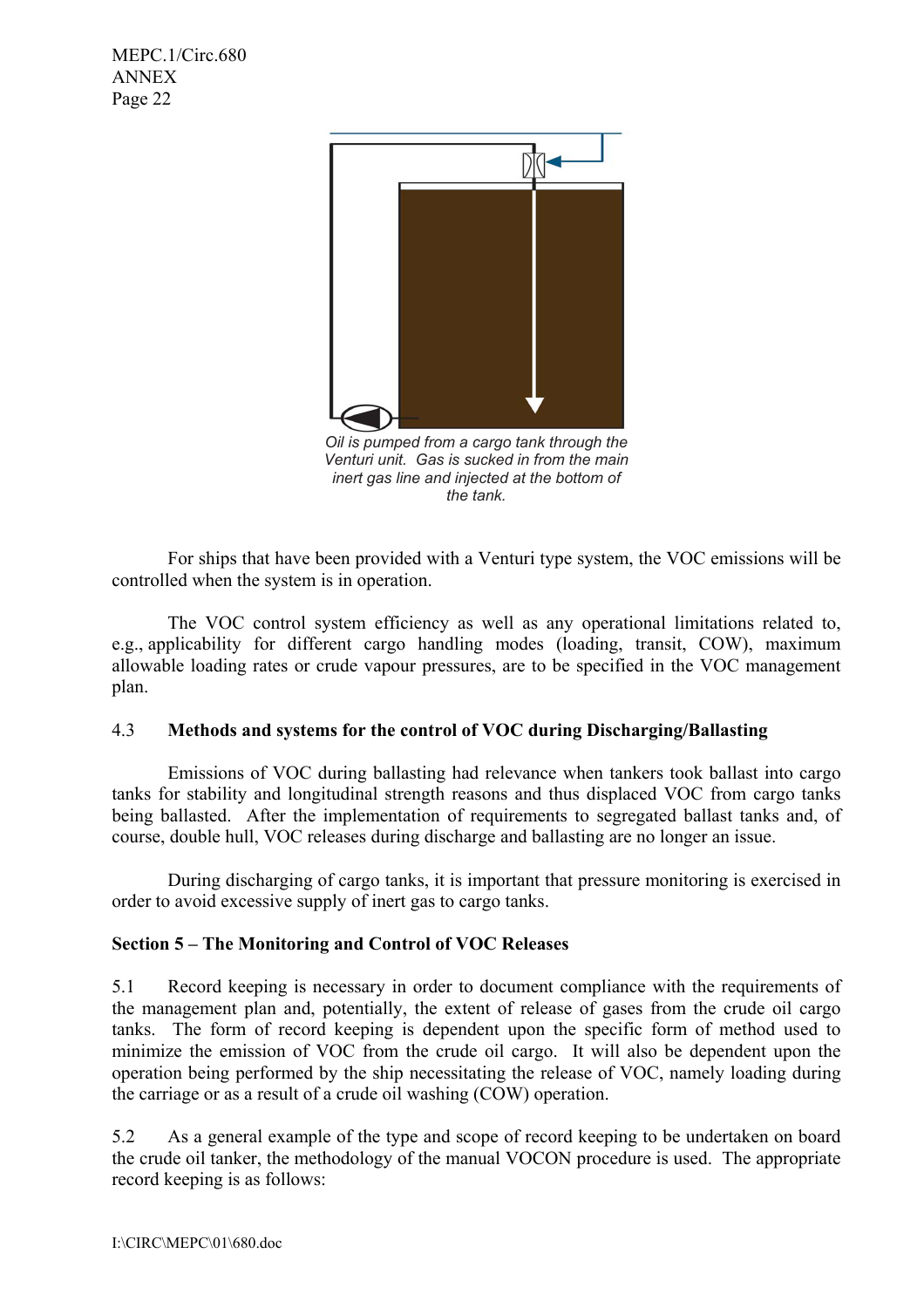*Oil is pumped from a cargo tank through the Venturi unit. Gas is sucked in from the main inert gas line and injected at the bottom of the tank.*

For ships that have been provided with a Venturi type system, the VOC emissions will be controlled when the system is in operation.

The VOC control system efficiency as well as any operational limitations related to, e.g., applicability for different cargo handling modes (loading, transit, COW), maximum allowable loading rates or crude vapour pressures, are to be specified in the VOC management plan.

### 4.3 Methods and systems for the control of VOC during Discharging/Ballasting

Emissions of VOC during ballasting had relevance when tankers took ballast into cargo tanks for stability and longitudinal strength reasons and thus displaced VOC from cargo tanks being ballasted. After the implementation of requirements to segregated ballast tanks and, of course, double hull, VOC releases during discharge and ballasting are no longer an issue.

During discharging of cargo tanks, it is important that pressure monitoring is exercised in order to avoid excessive supply of inert gas to cargo tanks.

## Section 5 – The Monitoring and Control of VOC Releases

5.1 Record keeping is necessary in order to document compliance with the requirements of the management plan and, potentially, the extent of release of gases from the crude oil cargo tanks. The form of record keeping is dependent upon the specific form of method used to minimize the emission of VOC from the crude oil cargo. It will also be dependent upon the operation being performed by the ship necessitating the release of VOC, namely loading during the carriage or as a result of a crude oil washing (COW) operation.

5.2 As a general example of the type and scope of record keeping to be undertaken on board the crude oil tanker, the methodology of the manual VOCON procedure is used. The appropriate record keeping is as follows: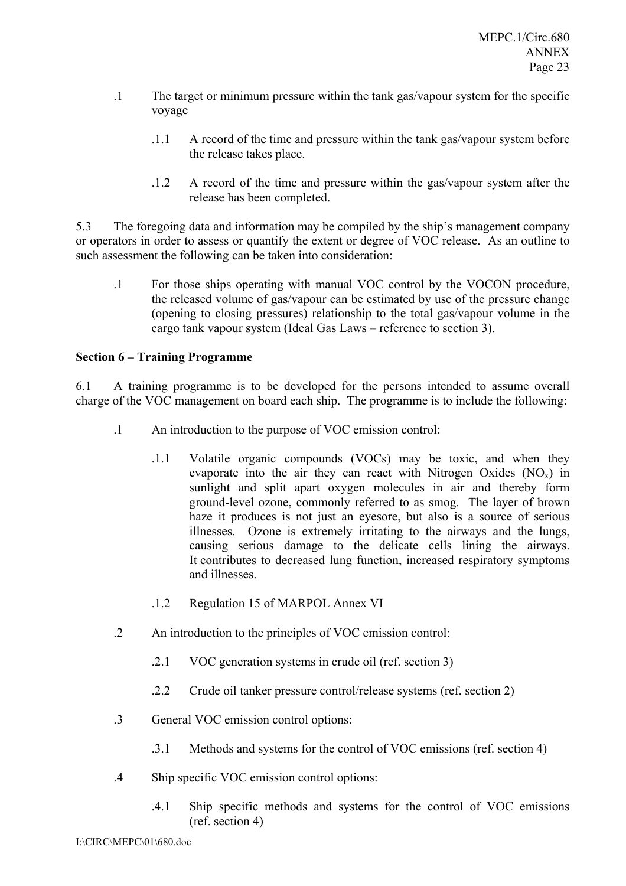.1 The target or minimum pressure within the tank gas/vapour system for the specific voyage

.1.1 A record of the time and pressure within the tank gas/vapour system before the release takes place.

.1.2 A record of the time and pressure within the gas/vapour system after the release has been completed.

5.3 The foregoing data and information may be compiled by the ship's management company or operators in order to assess or quantify the extent or degree of VOC release. As an outline to such assessment the following can be taken into consideration:

.1 For those ships operating with manual VOC control by the VOCON procedure, the released volume of gas/vapour can be estimated by use of the pressure change (opening to closing pressures) relationship to the total gas/vapour volume in the cargo tank vapour system (Ideal Gas Laws – reference to section 3).

**Section 6 – Training Programme**

6.1 A training programme is to be developed for the persons intended to assume overall charge of the VOC management on board each ship. The programme is to include the following:

.1 An introduction to the purpose of VOC emission control:

.1.1 Volatile organic compounds (VOCs) may be toxic, and when they evaporate into the air they can react with Nitrogen Oxides ($NO_x$) in sunlight and split apart oxygen molecules in air and thereby form ground-level ozone, commonly referred to as smog. The layer of brown haze it produces is not just an eyesore, but also is a source of serious illnesses. Ozone is extremely irritating to the airways and the lungs, causing serious damage to the delicate cells lining the airways. It contributes to decreased lung function, increased respiratory symptoms and illnesses.

.1.2 Regulation 15 of MARPOL Annex VI

.2 An introduction to the principles of VOC emission control:

.2.1 VOC generation systems in crude oil (ref. section 3)

.2.2 Crude oil tanker pressure control/release systems (ref. section 2)

.3 General VOC emission control options:

.3.1 Methods and systems for the control of VOC emissions (ref. section 4)

.4 Ship specific VOC emission control options:

.4.1 Ship specific methods and systems for the control of VOC emissions (ref. section 4)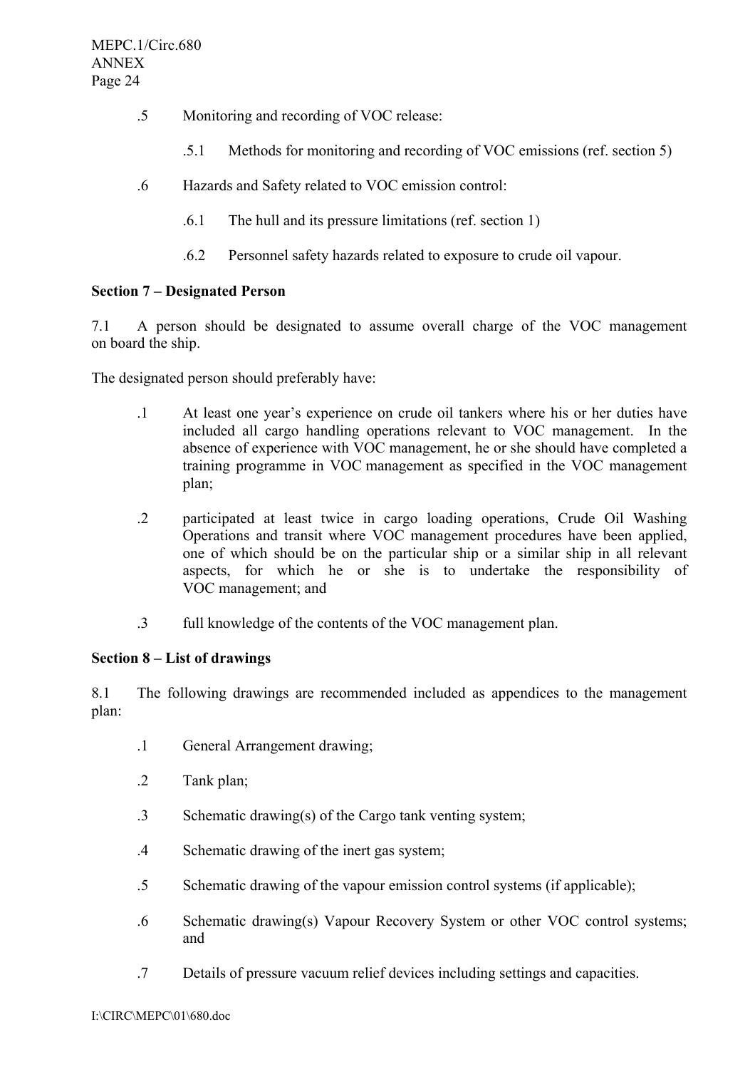.5 Monitoring and recording of VOC release:

  .5.1 Methods for monitoring and recording of VOC emissions (ref. section 5)

.6 Hazards and Safety related to VOC emission control:

  .6.1 The hull and its pressure limitations (ref. section 1)

  .6.2 Personnel safety hazards related to exposure to crude oil vapour.

**Section 7 – Designated Person**

7.1 A person should be designated to assume overall charge of the VOC management on board the ship.

The designated person should preferably have:

.1 At least one year's experience on crude oil tankers where his or her duties have included all cargo handling operations relevant to VOC management. In the absence of experience with VOC management, he or she should have completed a training programme in VOC management as specified in the VOC management plan;

.2 participated at least twice in cargo loading operations, Crude Oil Washing Operations and transit where VOC management procedures have been applied, one of which should be on the particular ship or a similar ship in all relevant aspects, for which he or she is to undertake the responsibility of VOC management; and

.3 full knowledge of the contents of the VOC management plan.

**Section 8 – List of drawings**

8.1 The following drawings are recommended included as appendices to the management plan:

.1 General Arrangement drawing;

.2 Tank plan;

.3 Schematic drawing(s) of the Cargo tank venting system;

.4 Schematic drawing of the inert gas system;

.5 Schematic drawing of the vapour emission control systems (if applicable);

.6 Schematic drawing(s) Vapour Recovery System or other VOC control systems; and

.7 Details of pressure vacuum relief devices including settings and capacities.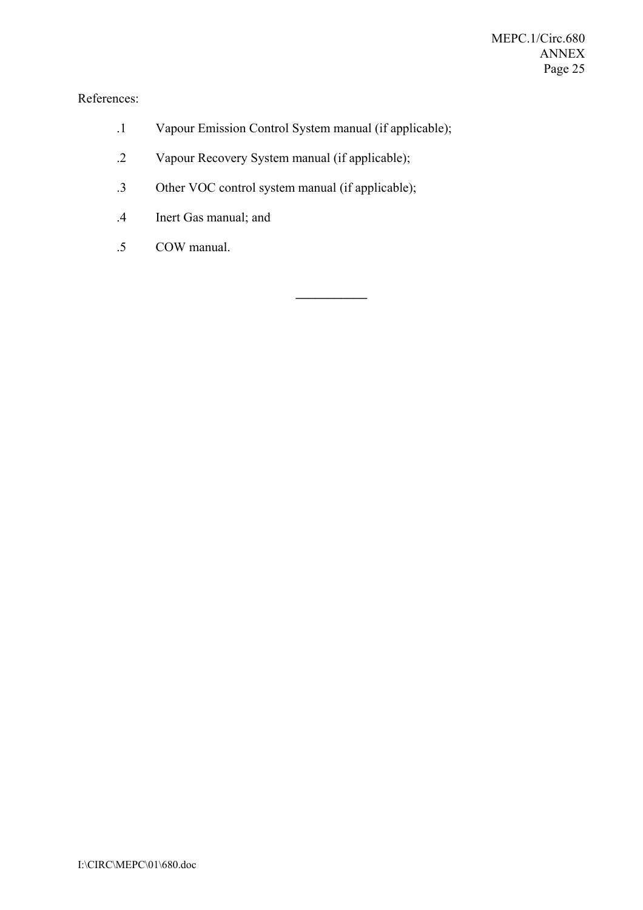References:

.1 Vapour Emission Control System manual (if applicable);

.2 Vapour Recovery System manual (if applicable);

.3 Other VOC control system manual (if applicable);

.4 Inert Gas manual; and

.5 COW manual.

___________